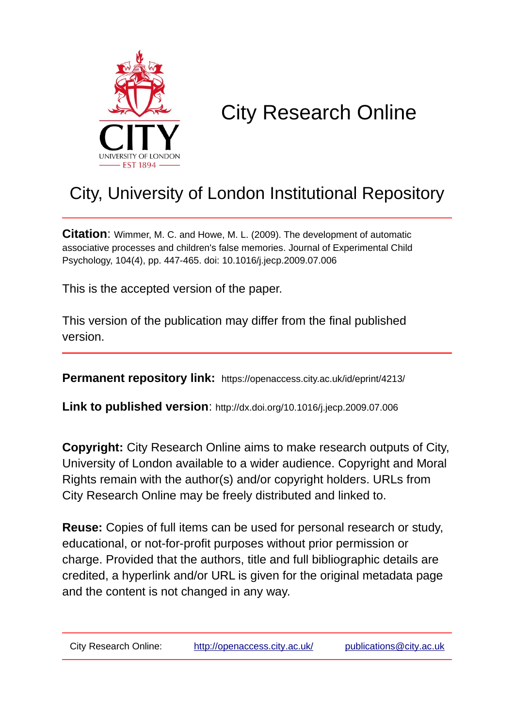# City Research Online

## City, University of London Institutional Repository

**Citation**: Wimmer, M. C. and Howe, M. L. (2009). The development of automatic associative processes and children's false memories. Journal of Experimental Child Psychology, 104(4), pp. 447-465. doi: 10.1016/j.jecp.2009.07.006

This is the accepted version of the paper.

This version of the publication may differ from the final published version.

---

**Permanent repository link:** https://openaccess.city.ac.uk/id/eprint/4213/

**Link to published version**: http://dx.doi.org/10.1016/j.jecp.2009.07.006

**Copyright:** City Research Online aims to make research outputs of City, University of London available to a wider audience. Copyright and Moral Rights remain with the author(s) and/or copyright holders. URLs from City Research Online may be freely distributed and linked to.

**Reuse:** Copies of full items can be used for personal research or study, educational, or not-for-profit purposes without prior permission or charge. Provided that the authors, title and full bibliographic details are credited, a hyperlink and/or URL is given for the original metadata page and the content is not changed in any way.

---

City Research Online: http://openaccess.city.ac.uk/ publications@city.ac.uk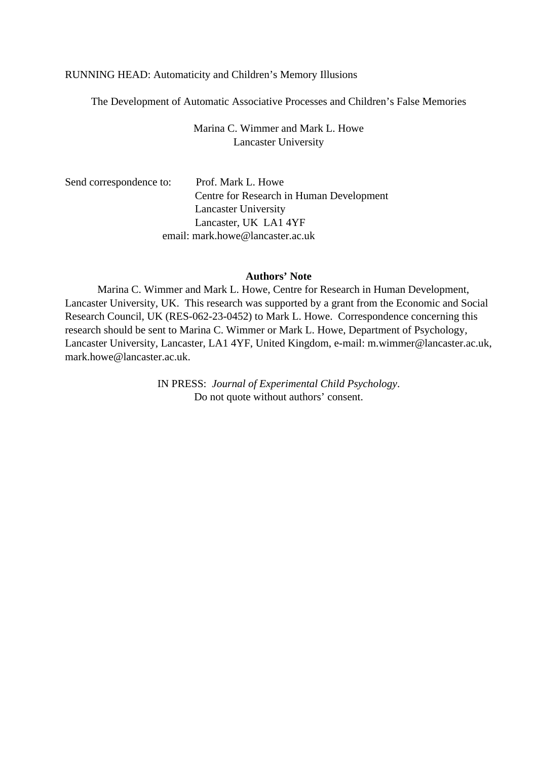RUNNING HEAD: Automaticity and Children's Memory Illusions

# The Development of Automatic Associative Processes and Children's False Memories

Marina C. Wimmer and Mark L. Howe
Lancaster University

Send correspondence to: Prof. Mark L. Howe
Centre for Research in Human Development
Lancaster University
Lancaster, UK LA1 4YF
email: mark.howe@lancaster.ac.uk

**Authors' Note**

Marina C. Wimmer and Mark L. Howe, Centre for Research in Human Development, Lancaster University, UK. This research was supported by a grant from the Economic and Social Research Council, UK (RES-062-23-0452) to Mark L. Howe. Correspondence concerning this research should be sent to Marina C. Wimmer or Mark L. Howe, Department of Psychology, Lancaster University, Lancaster, LA1 4YF, United Kingdom, e-mail: m.wimmer@lancaster.ac.uk, mark.howe@lancaster.ac.uk.

IN PRESS: *Journal of Experimental Child Psychology*.
Do not quote without authors' consent.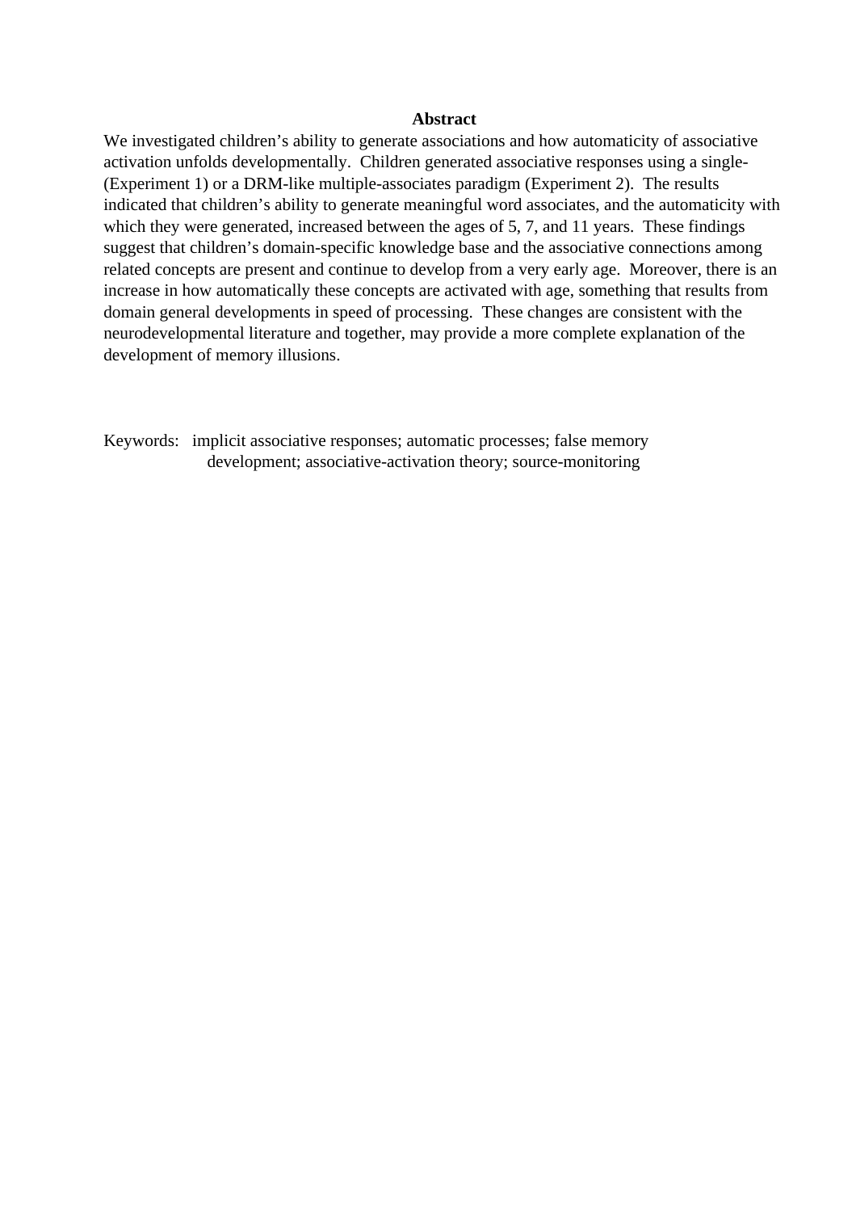## Abstract

We investigated children's ability to generate associations and how automaticity of associative activation unfolds developmentally. Children generated associative responses using a single- (Experiment 1) or a DRM-like multiple-associates paradigm (Experiment 2). The results indicated that children's ability to generate meaningful word associates, and the automaticity with which they were generated, increased between the ages of 5, 7, and 11 years. These findings suggest that children's domain-specific knowledge base and the associative connections among related concepts are present and continue to develop from a very early age. Moreover, there is an increase in how automatically these concepts are activated with age, something that results from domain general developments in speed of processing. These changes are consistent with the neurodevelopmental literature and together, may provide a more complete explanation of the development of memory illusions.

Keywords: implicit associative responses; automatic processes; false memory development; associative-activation theory; source-monitoring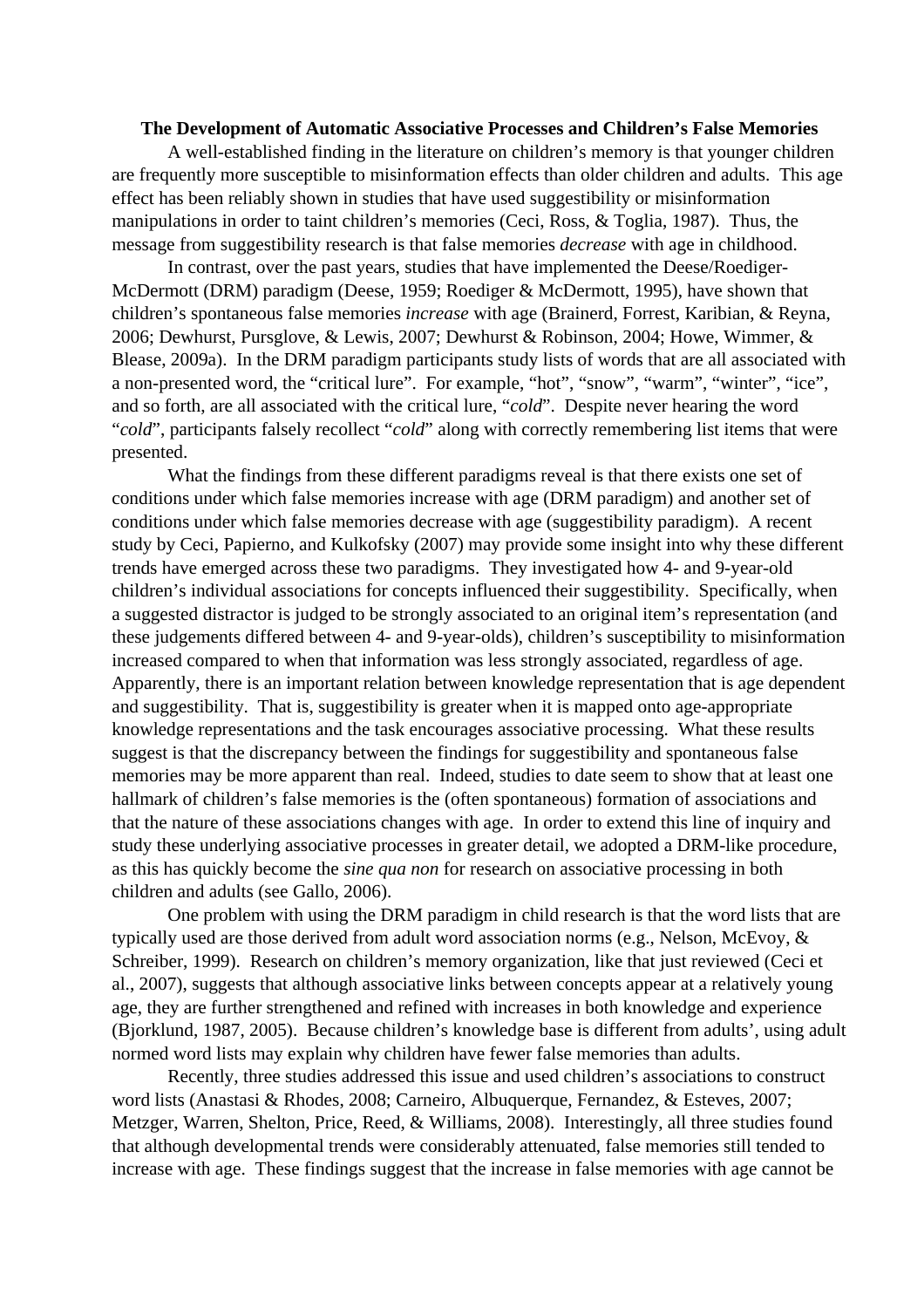## The Development of Automatic Associative Processes and Children's False Memories

A well-established finding in the literature on children's memory is that younger children are frequently more susceptible to misinformation effects than older children and adults. This age effect has been reliably shown in studies that have used suggestibility or misinformation manipulations in order to taint children's memories (Ceci, Ross, & Toglia, 1987). Thus, the message from suggestibility research is that false memories *decrease* with age in childhood.

In contrast, over the past years, studies that have implemented the Deese/Roediger-McDermott (DRM) paradigm (Deese, 1959; Roediger & McDermott, 1995), have shown that children's spontaneous false memories *increase* with age (Brainerd, Forrest, Karibian, & Reyna, 2006; Dewhurst, Pursglove, & Lewis, 2007; Dewhurst & Robinson, 2004; Howe, Wimmer, & Blease, 2009a). In the DRM paradigm participants study lists of words that are all associated with a non-presented word, the "critical lure". For example, "hot", "snow", "warm", "winter", "ice", and so forth, are all associated with the critical lure, "*cold*". Despite never hearing the word "*cold*", participants falsely recollect "*cold*" along with correctly remembering list items that were presented.

What the findings from these different paradigms reveal is that there exists one set of conditions under which false memories increase with age (DRM paradigm) and another set of conditions under which false memories decrease with age (suggestibility paradigm). A recent study by Ceci, Papierno, and Kulkofsky (2007) may provide some insight into why these different trends have emerged across these two paradigms. They investigated how 4- and 9-year-old children's individual associations for concepts influenced their suggestibility. Specifically, when a suggested distractor is judged to be strongly associated to an original item's representation (and these judgements differed between 4- and 9-year-olds), children's susceptibility to misinformation increased compared to when that information was less strongly associated, regardless of age. Apparently, there is an important relation between knowledge representation that is age dependent and suggestibility. That is, suggestibility is greater when it is mapped onto age-appropriate knowledge representations and the task encourages associative processing. What these results suggest is that the discrepancy between the findings for suggestibility and spontaneous false memories may be more apparent than real. Indeed, studies to date seem to show that at least one hallmark of children's false memories is the (often spontaneous) formation of associations and that the nature of these associations changes with age. In order to extend this line of inquiry and study these underlying associative processes in greater detail, we adopted a DRM-like procedure, as this has quickly become the *sine qua non* for research on associative processing in both children and adults (see Gallo, 2006).

One problem with using the DRM paradigm in child research is that the word lists that are typically used are those derived from adult word association norms (e.g., Nelson, McEvoy, & Schreiber, 1999). Research on children's memory organization, like that just reviewed (Ceci et al., 2007), suggests that although associative links between concepts appear at a relatively young age, they are further strengthened and refined with increases in both knowledge and experience (Bjorklund, 1987, 2005). Because children's knowledge base is different from adults', using adult normed word lists may explain why children have fewer false memories than adults.

Recently, three studies addressed this issue and used children's associations to construct word lists (Anastasi & Rhodes, 2008; Carneiro, Albuquerque, Fernandez, & Esteves, 2007; Metzger, Warren, Shelton, Price, Reed, & Williams, 2008). Interestingly, all three studies found that although developmental trends were considerably attenuated, false memories still tended to increase with age. These findings suggest that the increase in false memories with age cannot be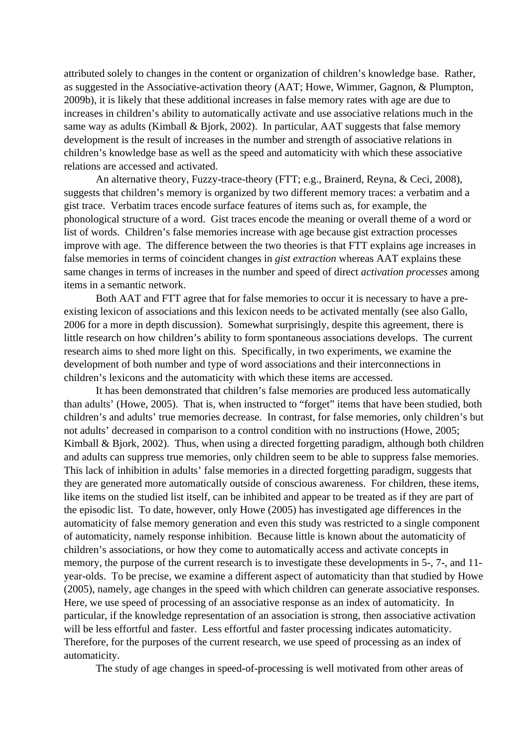attributed solely to changes in the content or organization of children's knowledge base. Rather, as suggested in the Associative-activation theory (AAT; Howe, Wimmer, Gagnon, & Plumpton, 2009b), it is likely that these additional increases in false memory rates with age are due to increases in children's ability to automatically activate and use associative relations much in the same way as adults (Kimball & Bjork, 2002). In particular, AAT suggests that false memory development is the result of increases in the number and strength of associative relations in children's knowledge base as well as the speed and automaticity with which these associative relations are accessed and activated.

An alternative theory, Fuzzy-trace-theory (FTT; e.g., Brainerd, Reyna, & Ceci, 2008), suggests that children's memory is organized by two different memory traces: a verbatim and a gist trace. Verbatim traces encode surface features of items such as, for example, the phonological structure of a word. Gist traces encode the meaning or overall theme of a word or list of words. Children's false memories increase with age because gist extraction processes improve with age. The difference between the two theories is that FTT explains age increases in false memories in terms of coincident changes in *gist extraction* whereas AAT explains these same changes in terms of increases in the number and speed of direct *activation processes* among items in a semantic network.

Both AAT and FTT agree that for false memories to occur it is necessary to have a pre-existing lexicon of associations and this lexicon needs to be activated mentally (see also Gallo, 2006 for a more in depth discussion). Somewhat surprisingly, despite this agreement, there is little research on how children's ability to form spontaneous associations develops. The current research aims to shed more light on this. Specifically, in two experiments, we examine the development of both number and type of word associations and their interconnections in children's lexicons and the automaticity with which these items are accessed.

It has been demonstrated that children's false memories are produced less automatically than adults' (Howe, 2005). That is, when instructed to "forget" items that have been studied, both children's and adults' true memories decrease. In contrast, for false memories, only children's but not adults' decreased in comparison to a control condition with no instructions (Howe, 2005; Kimball & Bjork, 2002). Thus, when using a directed forgetting paradigm, although both children and adults can suppress true memories, only children seem to be able to suppress false memories. This lack of inhibition in adults' false memories in a directed forgetting paradigm, suggests that they are generated more automatically outside of conscious awareness. For children, these items, like items on the studied list itself, can be inhibited and appear to be treated as if they are part of the episodic list. To date, however, only Howe (2005) has investigated age differences in the automaticity of false memory generation and even this study was restricted to a single component of automaticity, namely response inhibition. Because little is known about the automaticity of children's associations, or how they come to automatically access and activate concepts in memory, the purpose of the current research is to investigate these developments in 5-, 7-, and 11-year-olds. To be precise, we examine a different aspect of automaticity than that studied by Howe (2005), namely, age changes in the speed with which children can generate associative responses. Here, we use speed of processing of an associative response as an index of automaticity. In particular, if the knowledge representation of an association is strong, then associative activation will be less effortful and faster. Less effortful and faster processing indicates automaticity. Therefore, for the purposes of the current research, we use speed of processing as an index of automaticity.

The study of age changes in speed-of-processing is well motivated from other areas of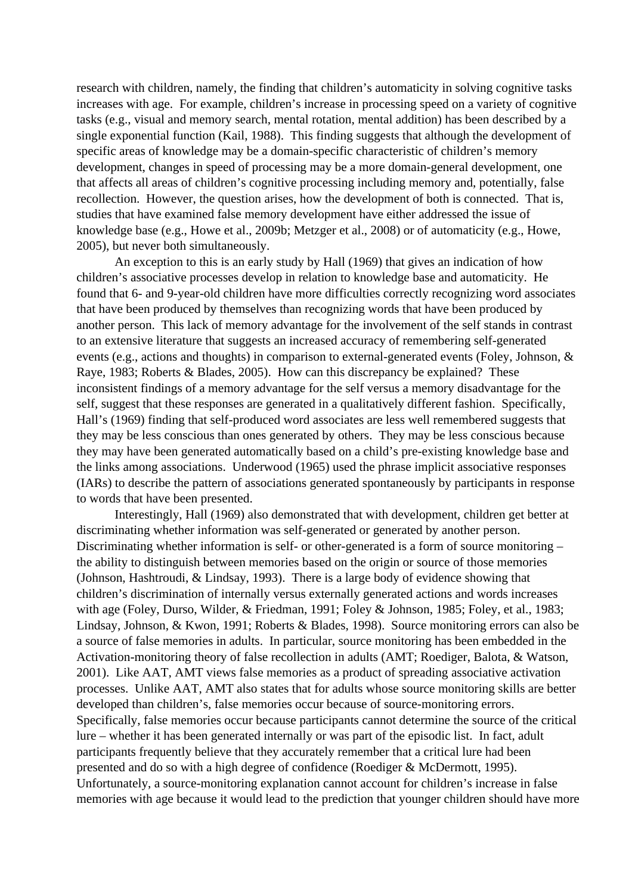research with children, namely, the finding that children's automaticity in solving cognitive tasks increases with age. For example, children's increase in processing speed on a variety of cognitive tasks (e.g., visual and memory search, mental rotation, mental addition) has been described by a single exponential function (Kail, 1988). This finding suggests that although the development of specific areas of knowledge may be a domain-specific characteristic of children's memory development, changes in speed of processing may be a more domain-general development, one that affects all areas of children's cognitive processing including memory and, potentially, false recollection. However, the question arises, how the development of both is connected. That is, studies that have examined false memory development have either addressed the issue of knowledge base (e.g., Howe et al., 2009b; Metzger et al., 2008) or of automaticity (e.g., Howe, 2005), but never both simultaneously.

An exception to this is an early study by Hall (1969) that gives an indication of how children's associative processes develop in relation to knowledge base and automaticity. He found that 6- and 9-year-old children have more difficulties correctly recognizing word associates that have been produced by themselves than recognizing words that have been produced by another person. This lack of memory advantage for the involvement of the self stands in contrast to an extensive literature that suggests an increased accuracy of remembering self-generated events (e.g., actions and thoughts) in comparison to external-generated events (Foley, Johnson, & Raye, 1983; Roberts & Blades, 2005). How can this discrepancy be explained? These inconsistent findings of a memory advantage for the self versus a memory disadvantage for the self, suggest that these responses are generated in a qualitatively different fashion. Specifically, Hall's (1969) finding that self-produced word associates are less well remembered suggests that they may be less conscious than ones generated by others. They may be less conscious because they may have been generated automatically based on a child's pre-existing knowledge base and the links among associations. Underwood (1965) used the phrase implicit associative responses (IARs) to describe the pattern of associations generated spontaneously by participants in response to words that have been presented.

Interestingly, Hall (1969) also demonstrated that with development, children get better at discriminating whether information was self-generated or generated by another person. Discriminating whether information is self- or other-generated is a form of source monitoring – the ability to distinguish between memories based on the origin or source of those memories (Johnson, Hashtroudi, & Lindsay, 1993). There is a large body of evidence showing that children's discrimination of internally versus externally generated actions and words increases with age (Foley, Durso, Wilder, & Friedman, 1991; Foley & Johnson, 1985; Foley, et al., 1983; Lindsay, Johnson, & Kwon, 1991; Roberts & Blades, 1998). Source monitoring errors can also be a source of false memories in adults. In particular, source monitoring has been embedded in the Activation-monitoring theory of false recollection in adults (AMT; Roediger, Balota, & Watson, 2001). Like AAT, AMT views false memories as a product of spreading associative activation processes. Unlike AAT, AMT also states that for adults whose source monitoring skills are better developed than children's, false memories occur because of source-monitoring errors. Specifically, false memories occur because participants cannot determine the source of the critical lure – whether it has been generated internally or was part of the episodic list. In fact, adult participants frequently believe that they accurately remember that a critical lure had been presented and do so with a high degree of confidence (Roediger & McDermott, 1995). Unfortunately, a source-monitoring explanation cannot account for children's increase in false memories with age because it would lead to the prediction that younger children should have more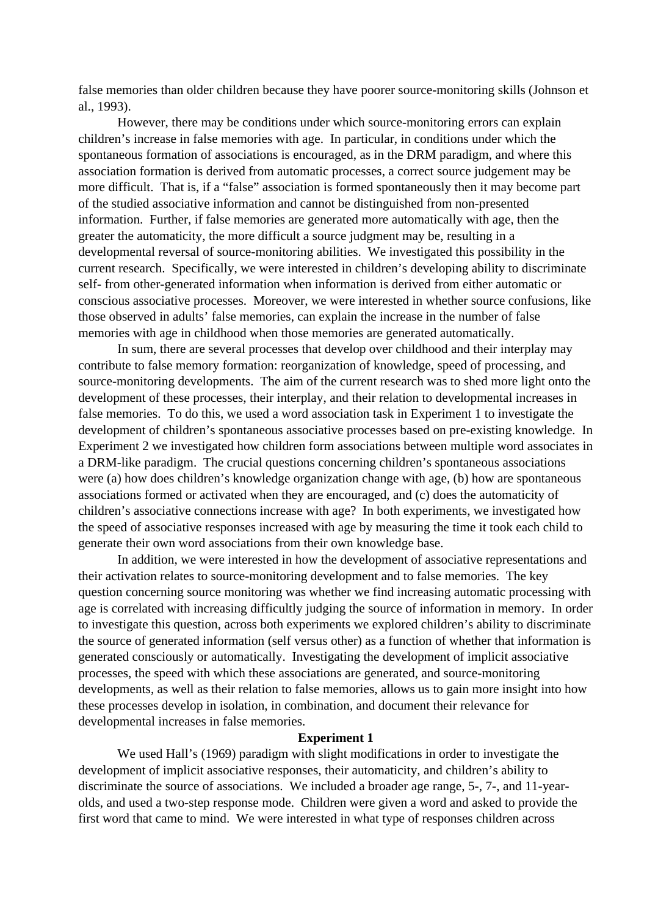false memories than older children because they have poorer source-monitoring skills (Johnson et al., 1993).

However, there may be conditions under which source-monitoring errors can explain children's increase in false memories with age. In particular, in conditions under which the spontaneous formation of associations is encouraged, as in the DRM paradigm, and where this association formation is derived from automatic processes, a correct source judgement may be more difficult. That is, if a "false" association is formed spontaneously then it may become part of the studied associative information and cannot be distinguished from non-presented information. Further, if false memories are generated more automatically with age, then the greater the automaticity, the more difficult a source judgment may be, resulting in a developmental reversal of source-monitoring abilities. We investigated this possibility in the current research. Specifically, we were interested in children's developing ability to discriminate self- from other-generated information when information is derived from either automatic or conscious associative processes. Moreover, we were interested in whether source confusions, like those observed in adults' false memories, can explain the increase in the number of false memories with age in childhood when those memories are generated automatically.

In sum, there are several processes that develop over childhood and their interplay may contribute to false memory formation: reorganization of knowledge, speed of processing, and source-monitoring developments. The aim of the current research was to shed more light onto the development of these processes, their interplay, and their relation to developmental increases in false memories. To do this, we used a word association task in Experiment 1 to investigate the development of children's spontaneous associative processes based on pre-existing knowledge. In Experiment 2 we investigated how children form associations between multiple word associates in a DRM-like paradigm. The crucial questions concerning children's spontaneous associations were (a) how does children's knowledge organization change with age, (b) how are spontaneous associations formed or activated when they are encouraged, and (c) does the automaticity of children's associative connections increase with age? In both experiments, we investigated how the speed of associative responses increased with age by measuring the time it took each child to generate their own word associations from their own knowledge base.

In addition, we were interested in how the development of associative representations and their activation relates to source-monitoring development and to false memories. The key question concerning source monitoring was whether we find increasing automatic processing with age is correlated with increasing difficultly judging the source of information in memory. In order to investigate this question, across both experiments we explored children's ability to discriminate the source of generated information (self versus other) as a function of whether that information is generated consciously or automatically. Investigating the development of implicit associative processes, the speed with which these associations are generated, and source-monitoring developments, as well as their relation to false memories, allows us to gain more insight into how these processes develop in isolation, in combination, and document their relevance for developmental increases in false memories.

## Experiment 1

We used Hall's (1969) paradigm with slight modifications in order to investigate the development of implicit associative responses, their automaticity, and children's ability to discriminate the source of associations. We included a broader age range, 5-, 7-, and 11-year-olds, and used a two-step response mode. Children were given a word and asked to provide the first word that came to mind. We were interested in what type of responses children across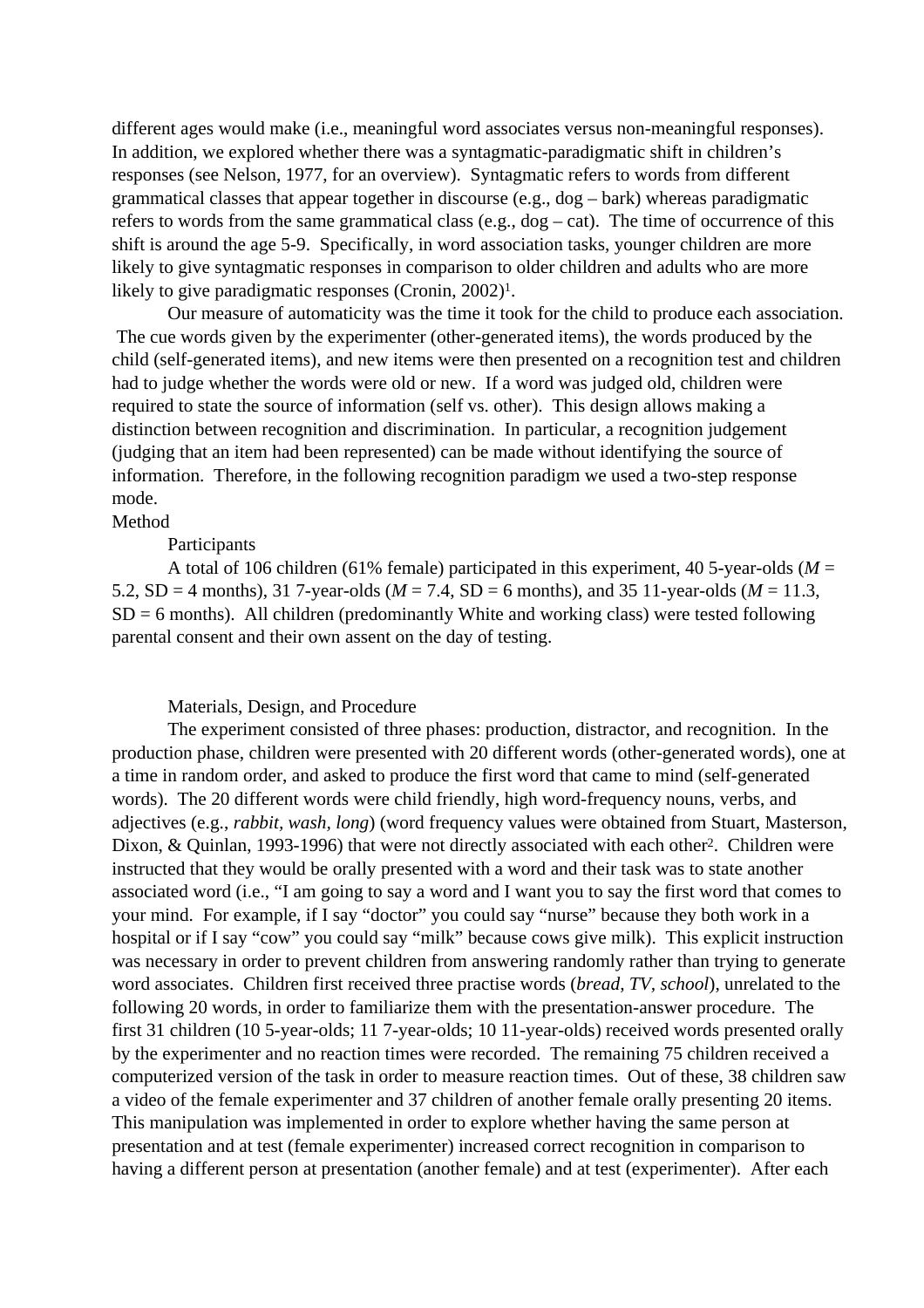different ages would make (i.e., meaningful word associates versus non-meaningful responses). In addition, we explored whether there was a syntagmatic-paradigmatic shift in children's responses (see Nelson, 1977, for an overview). Syntagmatic refers to words from different grammatical classes that appear together in discourse (e.g., dog – bark) whereas paradigmatic refers to words from the same grammatical class (e.g., dog – cat). The time of occurrence of this shift is around the age 5-9. Specifically, in word association tasks, younger children are more likely to give syntagmatic responses in comparison to older children and adults who are more likely to give paradigmatic responses (Cronin, 2002)[1].

Our measure of automaticity was the time it took for the child to produce each association. The cue words given by the experimenter (other-generated items), the words produced by the child (self-generated items), and new items were then presented on a recognition test and children had to judge whether the words were old or new. If a word was judged old, children were required to state the source of information (self vs. other). This design allows making a distinction between recognition and discrimination. In particular, a recognition judgement (judging that an item had been represented) can be made without identifying the source of information. Therefore, in the following recognition paradigm we used a two-step response mode.

# Method

## Participants

A total of 106 children (61% female) participated in this experiment, 40 5-year-olds (*M* = 5.2, SD = 4 months), 31 7-year-olds (*M* = 7.4, SD = 6 months), and 35 11-year-olds (*M* = 11.3, SD = 6 months). All children (predominantly White and working class) were tested following parental consent and their own assent on the day of testing.

## Materials, Design, and Procedure

The experiment consisted of three phases: production, distractor, and recognition. In the production phase, children were presented with 20 different words (other-generated words), one at a time in random order, and asked to produce the first word that came to mind (self-generated words). The 20 different words were child friendly, high word-frequency nouns, verbs, and adjectives (e.g., *rabbit*, *wash*, *long*) (word frequency values were obtained from Stuart, Masterson, Dixon, & Quinlan, 1993-1996) that were not directly associated with each other[2]. Children were instructed that they would be orally presented with a word and their task was to state another associated word (i.e., "I am going to say a word and I want you to say the first word that comes to your mind. For example, if I say "doctor" you could say "nurse" because they both work in a hospital or if I say "cow" you could say "milk" because cows give milk). This explicit instruction was necessary in order to prevent children from answering randomly rather than trying to generate word associates. Children first received three practise words (*bread*, *TV*, *school*), unrelated to the following 20 words, in order to familiarize them with the presentation-answer procedure. The first 31 children (10 5-year-olds; 11 7-year-olds; 10 11-year-olds) received words presented orally by the experimenter and no reaction times were recorded. The remaining 75 children received a computerized version of the task in order to measure reaction times. Out of these, 38 children saw a video of the female experimenter and 37 children of another female orally presenting 20 items. This manipulation was implemented in order to explore whether having the same person at presentation and at test (female experimenter) increased correct recognition in comparison to having a different person at presentation (another female) and at test (experimenter). After each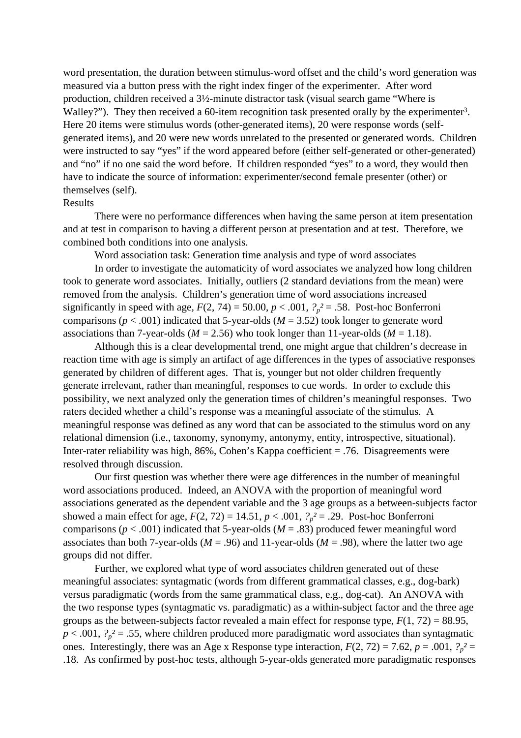word presentation, the duration between stimulus-word offset and the child's word generation was measured via a button press with the right index finger of the experimenter. After word production, children received a 3½-minute distractor task (visual search game "Where is Walley?"). They then received a 60-item recognition task presented orally by the experimenter[3]. Here 20 items were stimulus words (other-generated items), 20 were response words (self-generated items), and 20 were new words unrelated to the presented or generated words. Children were instructed to say "yes" if the word appeared before (either self-generated or other-generated) and "no" if no one said the word before. If children responded "yes" to a word, they would then have to indicate the source of information: experimenter/second female presenter (other) or themselves (self).

## Results

There were no performance differences when having the same person at item presentation and at test in comparison to having a different person at presentation and at test. Therefore, we combined both conditions into one analysis.

### Word association task: Generation time analysis and type of word associates

In order to investigate the automaticity of word associates we analyzed how long children took to generate word associates. Initially, outliers (2 standard deviations from the mean) were removed from the analysis. Children's generation time of word associations increased significantly in speed with age, $F(2, 74) = 50.00$, $p < .001$, $?_p^2 = .58$. Post-hoc Bonferroni comparisons ($p < .001$) indicated that 5-year-olds ($M = 3.52$) took longer to generate word associations than 7-year-olds ($M = 2.56$) who took longer than 11-year-olds ($M = 1.18$).

Although this is a clear developmental trend, one might argue that children's decrease in reaction time with age is simply an artifact of age differences in the types of associative responses generated by children of different ages. That is, younger but not older children frequently generate irrelevant, rather than meaningful, responses to cue words. In order to exclude this possibility, we next analyzed only the generation times of children's meaningful responses. Two raters decided whether a child's response was a meaningful associate of the stimulus. A meaningful response was defined as any word that can be associated to the stimulus word on any relational dimension (i.e., taxonomy, synonymy, antonymy, entity, introspective, situational). Inter-rater reliability was high, 86%, Cohen's Kappa coefficient = .76. Disagreements were resolved through discussion.

Our first question was whether there were age differences in the number of meaningful word associations produced. Indeed, an ANOVA with the proportion of meaningful word associations generated as the dependent variable and the 3 age groups as a between-subjects factor showed a main effect for age, $F(2, 72) = 14.51$, $p < .001$, $?_p^2 = .29$. Post-hoc Bonferroni comparisons ($p < .001$) indicated that 5-year-olds ($M = .83$) produced fewer meaningful word associates than both 7-year-olds ($M = .96$) and 11-year-olds ($M = .98$), where the latter two age groups did not differ.

Further, we explored what type of word associates children generated out of these meaningful associates: syntagmatic (words from different grammatical classes, e.g., dog-bark) versus paradigmatic (words from the same grammatical class, e.g., dog-cat). An ANOVA with the two response types (syntagmatic vs. paradigmatic) as a within-subject factor and the three age groups as the between-subjects factor revealed a main effect for response type, $F(1, 72) = 88.95$, $p < .001$, $?_p^2 = .55$, where children produced more paradigmatic word associates than syntagmatic ones. Interestingly, there was an Age x Response type interaction, $F(2, 72) = 7.62$, $p = .001$, $?_p^2 = .18$. As confirmed by post-hoc tests, although 5-year-olds generated more paradigmatic responses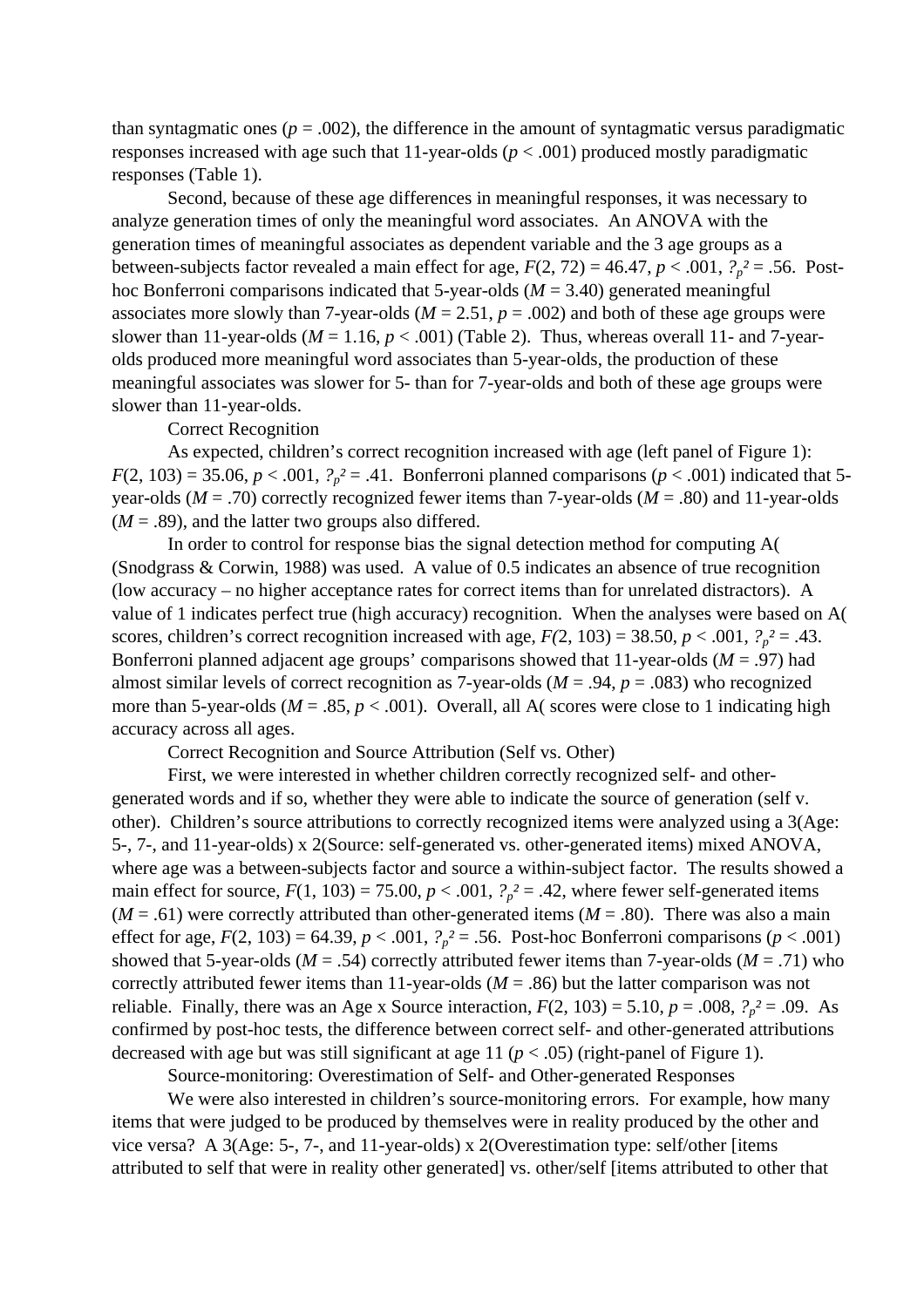than syntagmatic ones ($p = .002$), the difference in the amount of syntagmatic versus paradigmatic responses increased with age such that 11-year-olds ($p < .001$) produced mostly paradigmatic responses (Table 1).

Second, because of these age differences in meaningful responses, it was necessary to analyze generation times of only the meaningful word associates. An ANOVA with the generation times of meaningful associates as dependent variable and the 3 age groups as a between-subjects factor revealed a main effect for age, $F(2, 72) = 46.47$, $p < .001$, $?_p^2 = .56$. Post-hoc Bonferroni comparisons indicated that 5-year-olds ($M = 3.40$) generated meaningful associates more slowly than 7-year-olds ($M = 2.51$, $p = .002$) and both of these age groups were slower than 11-year-olds ($M = 1.16$, $p < .001$) (Table 2). Thus, whereas overall 11- and 7-year-olds produced more meaningful word associates than 5-year-olds, the production of these meaningful associates was slower for 5- than for 7-year-olds and both of these age groups were slower than 11-year-olds.

Correct Recognition

As expected, children's correct recognition increased with age (left panel of Figure 1): $F(2, 103) = 35.06$, $p < .001$, $?_p^2 = .41$. Bonferroni planned comparisons ($p < .001$) indicated that 5-year-olds ($M = .70$) correctly recognized fewer items than 7-year-olds ($M = .80$) and 11-year-olds ($M = .89$), and the latter two groups also differed.

In order to control for response bias the signal detection method for computing A( (Snodgrass & Corwin, 1988) was used. A value of 0.5 indicates an absence of true recognition (low accuracy – no higher acceptance rates for correct items than for unrelated distractors). A value of 1 indicates perfect true (high accuracy) recognition. When the analyses were based on A( scores, children's correct recognition increased with age, $F(2, 103) = 38.50$, $p < .001$, $?_p^2 = .43$. Bonferroni planned adjacent age groups' comparisons showed that 11-year-olds ($M = .97$) had almost similar levels of correct recognition as 7-year-olds ($M = .94$, $p = .083$) who recognized more than 5-year-olds ($M = .85$, $p < .001$). Overall, all A( scores were close to 1 indicating high accuracy across all ages.

Correct Recognition and Source Attribution (Self vs. Other)

First, we were interested in whether children correctly recognized self- and other-generated words and if so, whether they were able to indicate the source of generation (self v. other). Children's source attributions to correctly recognized items were analyzed using a 3(Age: 5-, 7-, and 11-year-olds) x 2(Source: self-generated vs. other-generated items) mixed ANOVA, where age was a between-subjects factor and source a within-subject factor. The results showed a main effect for source, $F(1, 103) = 75.00$, $p < .001$, $?_p^2 = .42$, where fewer self-generated items ($M = .61$) were correctly attributed than other-generated items ($M = .80$). There was also a main effect for age, $F(2, 103) = 64.39$, $p < .001$, $?_p^2 = .56$. Post-hoc Bonferroni comparisons ($p < .001$) showed that 5-year-olds ($M = .54$) correctly attributed fewer items than 7-year-olds ($M = .71$) who correctly attributed fewer items than 11-year-olds ($M = .86$) but the latter comparison was not reliable. Finally, there was an Age x Source interaction, $F(2, 103) = 5.10$, $p = .008$, $?_p^2 = .09$. As confirmed by post-hoc tests, the difference between correct self- and other-generated attributions decreased with age but was still significant at age 11 ($p < .05$) (right-panel of Figure 1).

Source-monitoring: Overestimation of Self- and Other-generated Responses

We were also interested in children's source-monitoring errors. For example, how many items that were judged to be produced by themselves were in reality produced by the other and vice versa? A 3(Age: 5-, 7-, and 11-year-olds) x 2(Overestimation type: self/other [items attributed to self that were in reality other generated] vs. other/self [items attributed to other that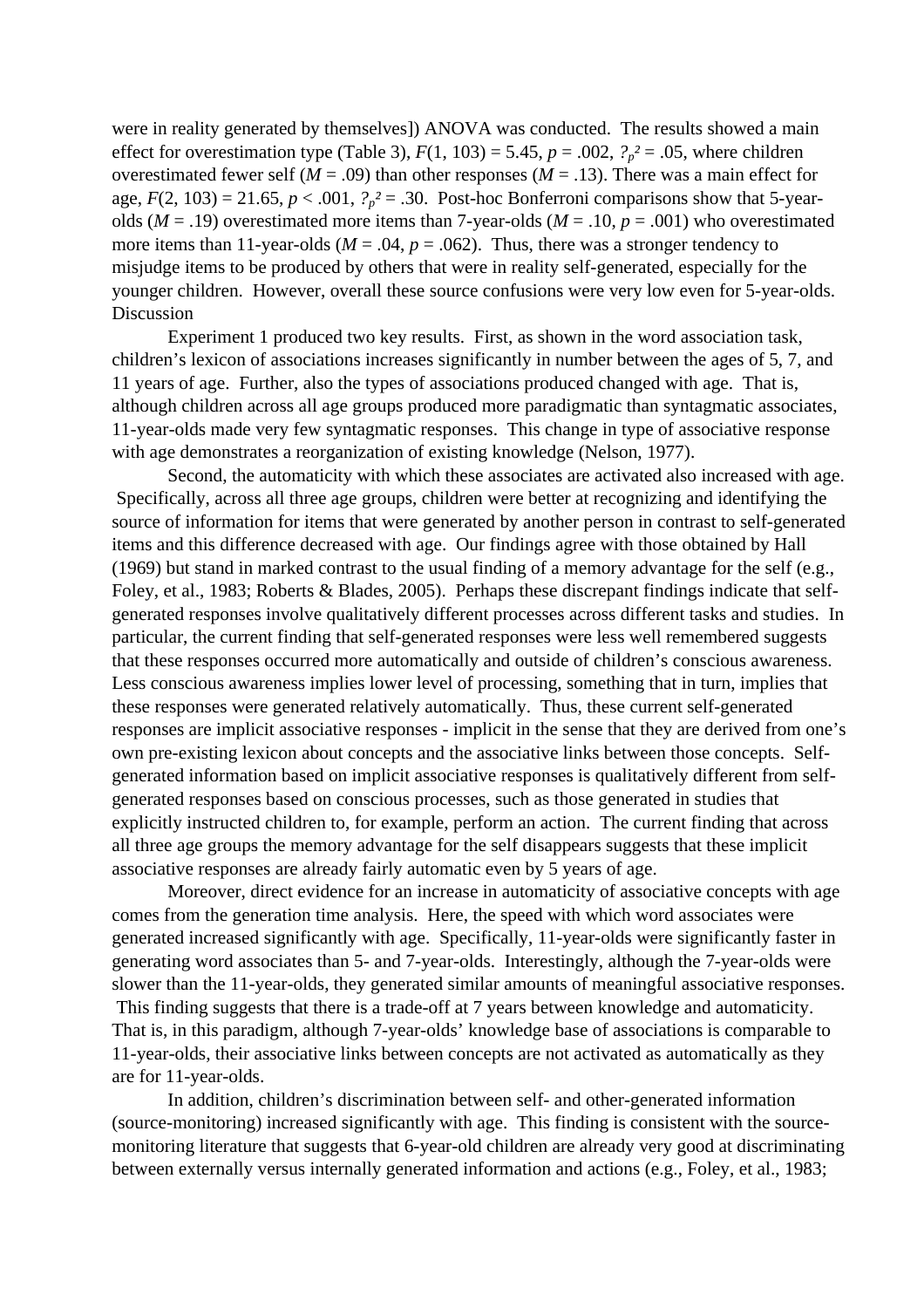were in reality generated by themselves]) ANOVA was conducted. The results showed a main effect for overestimation type (Table 3), $F(1, 103) = 5.45$, $p = .002$, $?_p^2 = .05$, where children overestimated fewer self ($M = .09$) than other responses ($M = .13$). There was a main effect for age, $F(2, 103) = 21.65$, $p < .001$, $?_p^2 = .30$. Post-hoc Bonferroni comparisons show that 5-year-olds ($M = .19$) overestimated more items than 7-year-olds ($M = .10$, $p = .001$) who overestimated more items than 11-year-olds ($M = .04$, $p = .062$). Thus, there was a stronger tendency to misjudge items to be produced by others that were in reality self-generated, especially for the younger children. However, overall these source confusions were very low even for 5-year-olds.

## Discussion

Experiment 1 produced two key results. First, as shown in the word association task, children's lexicon of associations increases significantly in number between the ages of 5, 7, and 11 years of age. Further, also the types of associations produced changed with age. That is, although children across all age groups produced more paradigmatic than syntagmatic associates, 11-year-olds made very few syntagmatic responses. This change in type of associative response with age demonstrates a reorganization of existing knowledge (Nelson, 1977).

Second, the automaticity with which these associates are activated also increased with age. Specifically, across all three age groups, children were better at recognizing and identifying the source of information for items that were generated by another person in contrast to self-generated items and this difference decreased with age. Our findings agree with those obtained by Hall (1969) but stand in marked contrast to the usual finding of a memory advantage for the self (e.g., Foley, et al., 1983; Roberts & Blades, 2005). Perhaps these discrepant findings indicate that self-generated responses involve qualitatively different processes across different tasks and studies. In particular, the current finding that self-generated responses were less well remembered suggests that these responses occurred more automatically and outside of children's conscious awareness. Less conscious awareness implies lower level of processing, something that in turn, implies that these responses were generated relatively automatically. Thus, these current self-generated responses are implicit associative responses - implicit in the sense that they are derived from one's own pre-existing lexicon about concepts and the associative links between those concepts. Self-generated information based on implicit associative responses is qualitatively different from self-generated responses based on conscious processes, such as those generated in studies that explicitly instructed children to, for example, perform an action. The current finding that across all three age groups the memory advantage for the self disappears suggests that these implicit associative responses are already fairly automatic even by 5 years of age.

Moreover, direct evidence for an increase in automaticity of associative concepts with age comes from the generation time analysis. Here, the speed with which word associates were generated increased significantly with age. Specifically, 11-year-olds were significantly faster in generating word associates than 5- and 7-year-olds. Interestingly, although the 7-year-olds were slower than the 11-year-olds, they generated similar amounts of meaningful associative responses. This finding suggests that there is a trade-off at 7 years between knowledge and automaticity. That is, in this paradigm, although 7-year-olds' knowledge base of associations is comparable to 11-year-olds, their associative links between concepts are not activated as automatically as they are for 11-year-olds.

In addition, children's discrimination between self- and other-generated information (source-monitoring) increased significantly with age. This finding is consistent with the source-monitoring literature that suggests that 6-year-old children are already very good at discriminating between externally versus internally generated information and actions (e.g., Foley, et al., 1983;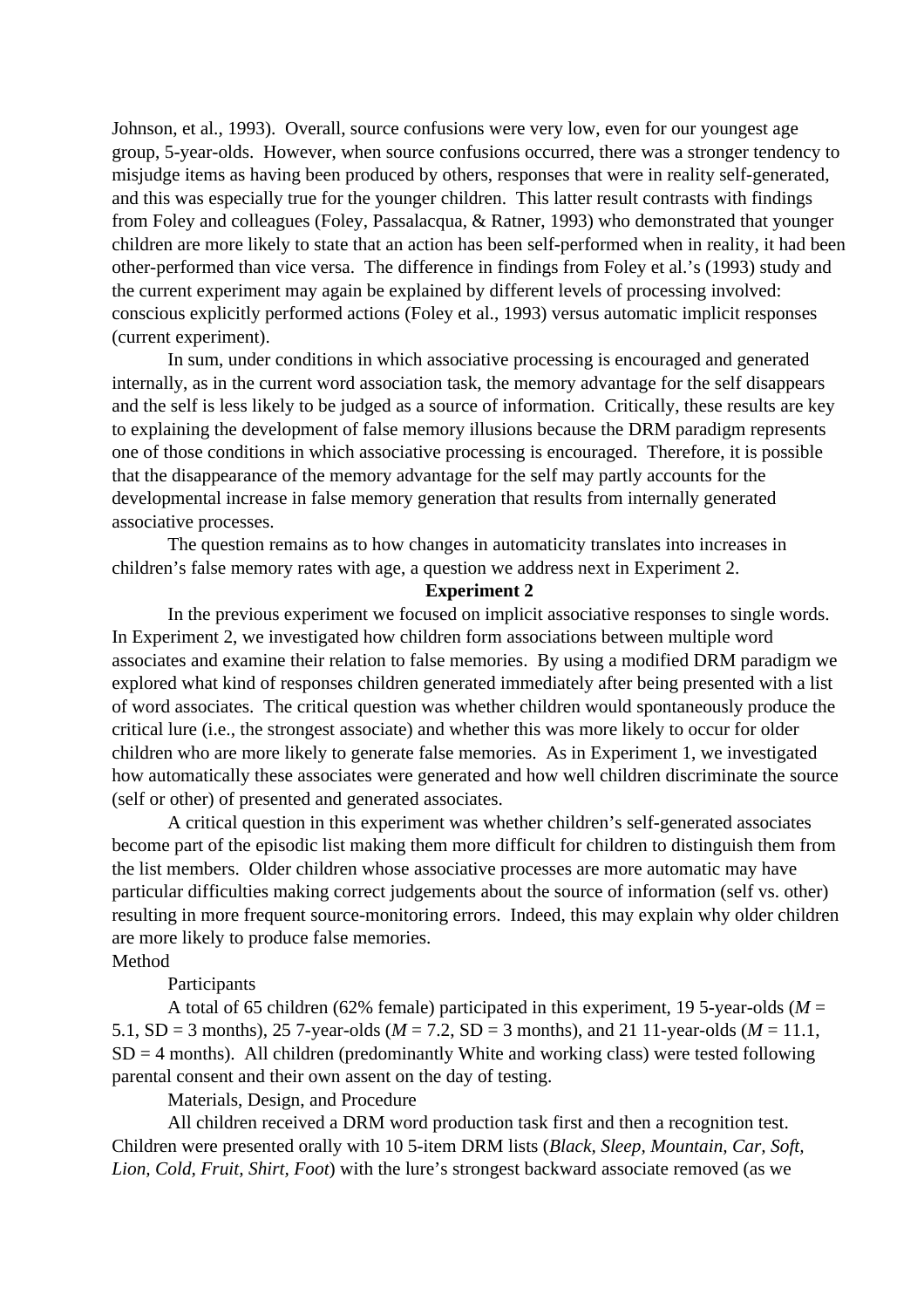Johnson, et al., 1993). Overall, source confusions were very low, even for our youngest age group, 5-year-olds. However, when source confusions occurred, there was a stronger tendency to misjudge items as having been produced by others, responses that were in reality self-generated, and this was especially true for the younger children. This latter result contrasts with findings from Foley and colleagues (Foley, Passalacqua, & Ratner, 1993) who demonstrated that younger children are more likely to state that an action has been self-performed when in reality, it had been other-performed than vice versa. The difference in findings from Foley et al.'s (1993) study and the current experiment may again be explained by different levels of processing involved: conscious explicitly performed actions (Foley et al., 1993) versus automatic implicit responses (current experiment).

In sum, under conditions in which associative processing is encouraged and generated internally, as in the current word association task, the memory advantage for the self disappears and the self is less likely to be judged as a source of information. Critically, these results are key to explaining the development of false memory illusions because the DRM paradigm represents one of those conditions in which associative processing is encouraged. Therefore, it is possible that the disappearance of the memory advantage for the self may partly accounts for the developmental increase in false memory generation that results from internally generated associative processes.

The question remains as to how changes in automaticity translates into increases in children's false memory rates with age, a question we address next in Experiment 2.

## Experiment 2

In the previous experiment we focused on implicit associative responses to single words. In Experiment 2, we investigated how children form associations between multiple word associates and examine their relation to false memories. By using a modified DRM paradigm we explored what kind of responses children generated immediately after being presented with a list of word associates. The critical question was whether children would spontaneously produce the critical lure (i.e., the strongest associate) and whether this was more likely to occur for older children who are more likely to generate false memories. As in Experiment 1, we investigated how automatically these associates were generated and how well children discriminate the source (self or other) of presented and generated associates.

A critical question in this experiment was whether children's self-generated associates become part of the episodic list making them more difficult for children to distinguish them from the list members. Older children whose associative processes are more automatic may have particular difficulties making correct judgements about the source of information (self vs. other) resulting in more frequent source-monitoring errors. Indeed, this may explain why older children are more likely to produce false memories.

### Method

#### Participants

A total of 65 children (62% female) participated in this experiment, 19 5-year-olds (*M* = 5.1, SD = 3 months), 25 7-year-olds (*M* = 7.2, SD = 3 months), and 21 11-year-olds (*M* = 11.1, SD = 4 months). All children (predominantly White and working class) were tested following parental consent and their own assent on the day of testing.

#### Materials, Design, and Procedure

All children received a DRM word production task first and then a recognition test. Children were presented orally with 10 5-item DRM lists (*Black, Sleep, Mountain, Car, Soft, Lion, Cold, Fruit, Shirt, Foot*) with the lure's strongest backward associate removed (as we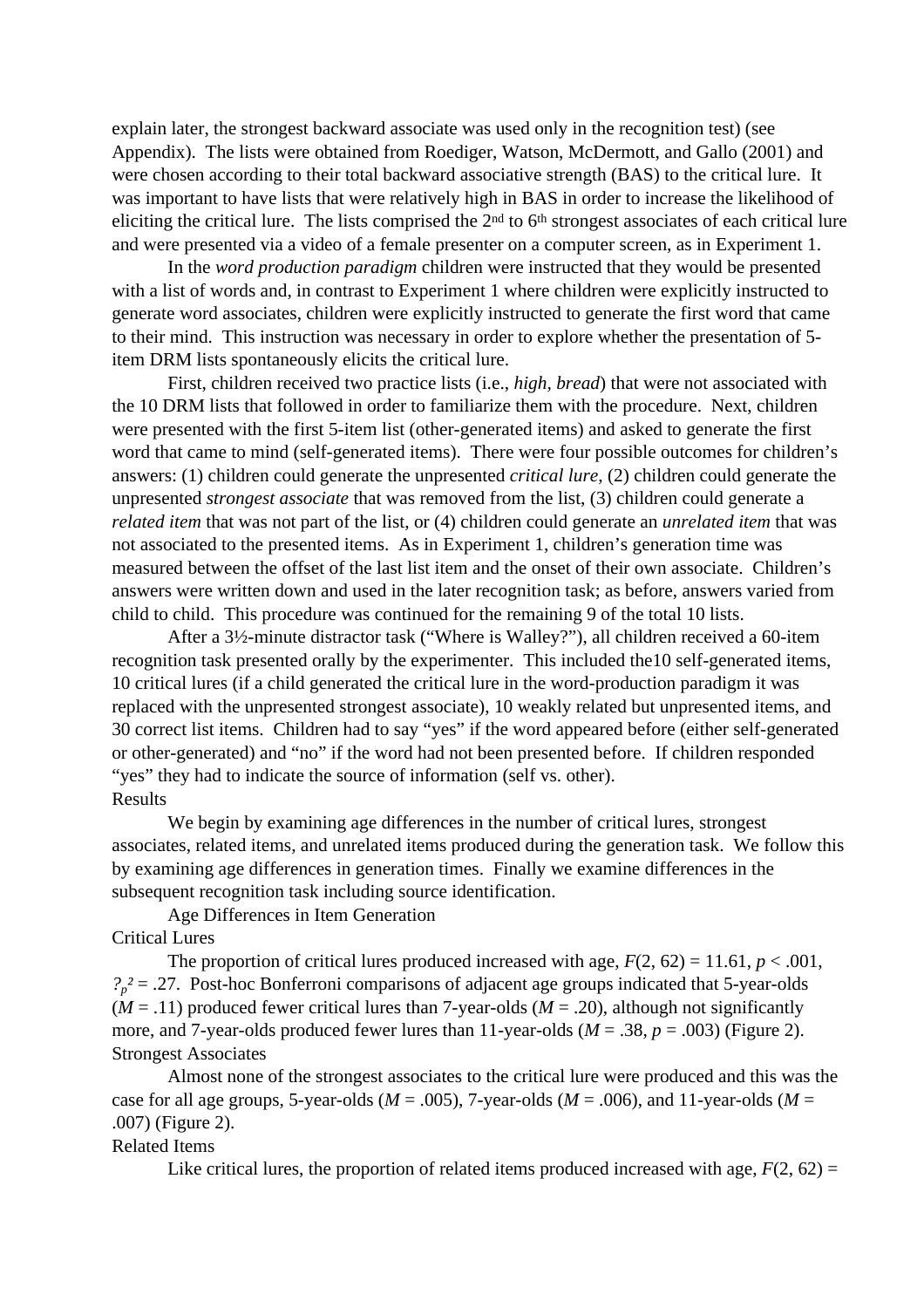explain later, the strongest backward associate was used only in the recognition test) (see Appendix). The lists were obtained from Roediger, Watson, McDermott, and Gallo (2001) and were chosen according to their total backward associative strength (BAS) to the critical lure. It was important to have lists that were relatively high in BAS in order to increase the likelihood of eliciting the critical lure. The lists comprised the 2nd to 6th strongest associates of each critical lure and were presented via a video of a female presenter on a computer screen, as in Experiment 1.

In the *word production paradigm* children were instructed that they would be presented with a list of words and, in contrast to Experiment 1 where children were explicitly instructed to generate word associates, children were explicitly instructed to generate the first word that came to their mind. This instruction was necessary in order to explore whether the presentation of 5-item DRM lists spontaneously elicits the critical lure.

First, children received two practice lists (i.e., *high*, *bread*) that were not associated with the 10 DRM lists that followed in order to familiarize them with the procedure. Next, children were presented with the first 5-item list (other-generated items) and asked to generate the first word that came to mind (self-generated items). There were four possible outcomes for children's answers: (1) children could generate the unpresented *critical lure*, (2) children could generate the unpresented *strongest associate* that was removed from the list, (3) children could generate a *related item* that was not part of the list, or (4) children could generate an *unrelated item* that was not associated to the presented items. As in Experiment 1, children's generation time was measured between the offset of the last list item and the onset of their own associate. Children's answers were written down and used in the later recognition task; as before, answers varied from child to child. This procedure was continued for the remaining 9 of the total 10 lists.

After a 3½-minute distractor task ("Where is Walley?"), all children received a 60-item recognition task presented orally by the experimenter. This included the10 self-generated items, 10 critical lures (if a child generated the critical lure in the word-production paradigm it was replaced with the unpresented strongest associate), 10 weakly related but unpresented items, and 30 correct list items. Children had to say "yes" if the word appeared before (either self-generated or other-generated) and "no" if the word had not been presented before. If children responded "yes" they had to indicate the source of information (self vs. other).

## Results

We begin by examining age differences in the number of critical lures, strongest associates, related items, and unrelated items produced during the generation task. We follow this by examining age differences in generation times. Finally we examine differences in the subsequent recognition task including source identification.

### Age Differences in Item Generation

#### Critical Lures

The proportion of critical lures produced increased with age, $F(2, 62) = 11.61$, $p < .001$, $\eta_p^2 = .27$. Post-hoc Bonferroni comparisons of adjacent age groups indicated that 5-year-olds ($M = .11$) produced fewer critical lures than 7-year-olds ($M = .20$), although not significantly more, and 7-year-olds produced fewer lures than 11-year-olds ($M = .38$, $p = .003$) (Figure 2).

#### Strongest Associates

Almost none of the strongest associates to the critical lure were produced and this was the case for all age groups, 5-year-olds ($M = .005$), 7-year-olds ($M = .006$), and 11-year-olds ($M = .007$) (Figure 2).

#### Related Items

Like critical lures, the proportion of related items produced increased with age, $F(2, 62) =$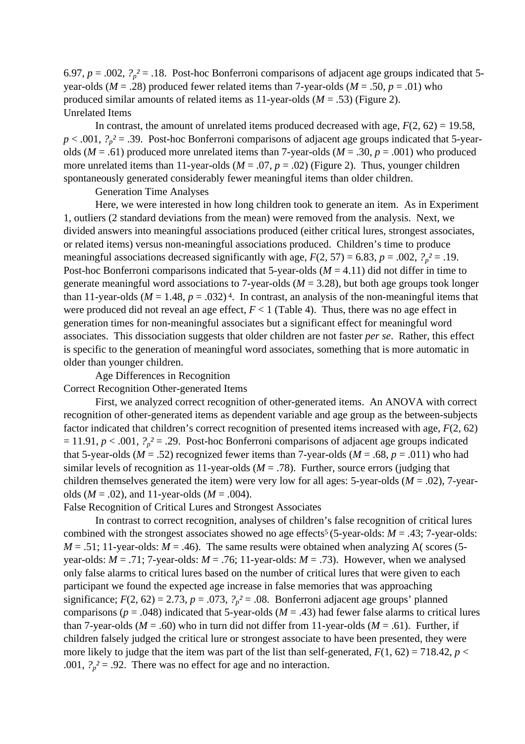6.97, $p$ = .002, $?_p{}^2$ = .18. Post-hoc Bonferroni comparisons of adjacent age groups indicated that 5-year-olds ($M$ = .28) produced fewer related items than 7-year-olds ($M$ = .50, $p$ = .01) who produced similar amounts of related items as 11-year-olds ($M$ = .53) (Figure 2).

Unrelated Items

In contrast, the amount of unrelated items produced decreased with age, $F(2, 62)$ = 19.58, $p$ < .001, $?_p{}^2$ = .39. Post-hoc Bonferroni comparisons of adjacent age groups indicated that 5-year-olds ($M$ = .61) produced more unrelated items than 7-year-olds ($M$ = .30, $p$ = .001) who produced more unrelated items than 11-year-olds ($M$ = .07, $p$ = .02) (Figure 2). Thus, younger children spontaneously generated considerably fewer meaningful items than older children.

Generation Time Analyses

Here, we were interested in how long children took to generate an item. As in Experiment 1, outliers (2 standard deviations from the mean) were removed from the analysis. Next, we divided answers into meaningful associations produced (either critical lures, strongest associates, or related items) versus non-meaningful associations produced. Children's time to produce meaningful associations decreased significantly with age, $F(2, 57)$ = 6.83, $p$ = .002, $?_p{}^2$ = .19. Post-hoc Bonferroni comparisons indicated that 5-year-olds ($M$ = 4.11) did not differ in time to generate meaningful word associations to 7-year-olds ($M$ = 3.28), but both age groups took longer than 11-year-olds ($M$ = 1.48, $p$ = .032)[4]. In contrast, an analysis of the non-meaningful items that were produced did not reveal an age effect, $F$ < 1 (Table 4). Thus, there was no age effect in generation times for non-meaningful associates but a significant effect for meaningful word associates. This dissociation suggests that older children are not faster *per se*. Rather, this effect is specific to the generation of meaningful word associates, something that is more automatic in older than younger children.

Age Differences in Recognition

Correct Recognition Other-generated Items

First, we analyzed correct recognition of other-generated items. An ANOVA with correct recognition of other-generated items as dependent variable and age group as the between-subjects factor indicated that children's correct recognition of presented items increased with age, $F(2, 62)$ = 11.91, $p$ < .001, $?_p{}^2$ = .29. Post-hoc Bonferroni comparisons of adjacent age groups indicated that 5-year-olds ($M$ = .52) recognized fewer items than 7-year-olds ($M$ = .68, $p$ = .011) who had similar levels of recognition as 11-year-olds ($M$ = .78). Further, source errors (judging that children themselves generated the item) were very low for all ages: 5-year-olds ($M$ = .02), 7-year-olds ($M$ = .02), and 11-year-olds ($M$ = .004).

False Recognition of Critical Lures and Strongest Associates

In contrast to correct recognition, analyses of children's false recognition of critical lures combined with the strongest associates showed no age effects[5] (5-year-olds: $M$ = .43; 7-year-olds: $M$ = .51; 11-year-olds: $M$ = .46). The same results were obtained when analyzing A( scores (5-year-olds: $M$ = .71; 7-year-olds: $M$ = .76; 11-year-olds: $M$ = .73). However, when we analysed only false alarms to critical lures based on the number of critical lures that were given to each participant we found the expected age increase in false memories that was approaching significance; $F(2, 62)$ = 2.73, $p$ = .073, $?_p{}^2$ = .08. Bonferroni adjacent age groups' planned comparisons ($p$ = .048) indicated that 5-year-olds ($M$ = .43) had fewer false alarms to critical lures than 7-year-olds ($M$ = .60) who in turn did not differ from 11-year-olds ($M$ = .61). Further, if children falsely judged the critical lure or strongest associate to have been presented, they were more likely to judge that the item was part of the list than self-generated, $F(1, 62)$ = 718.42, $p$ < .001, $?_p{}^2$ = .92. There was no effect for age and no interaction.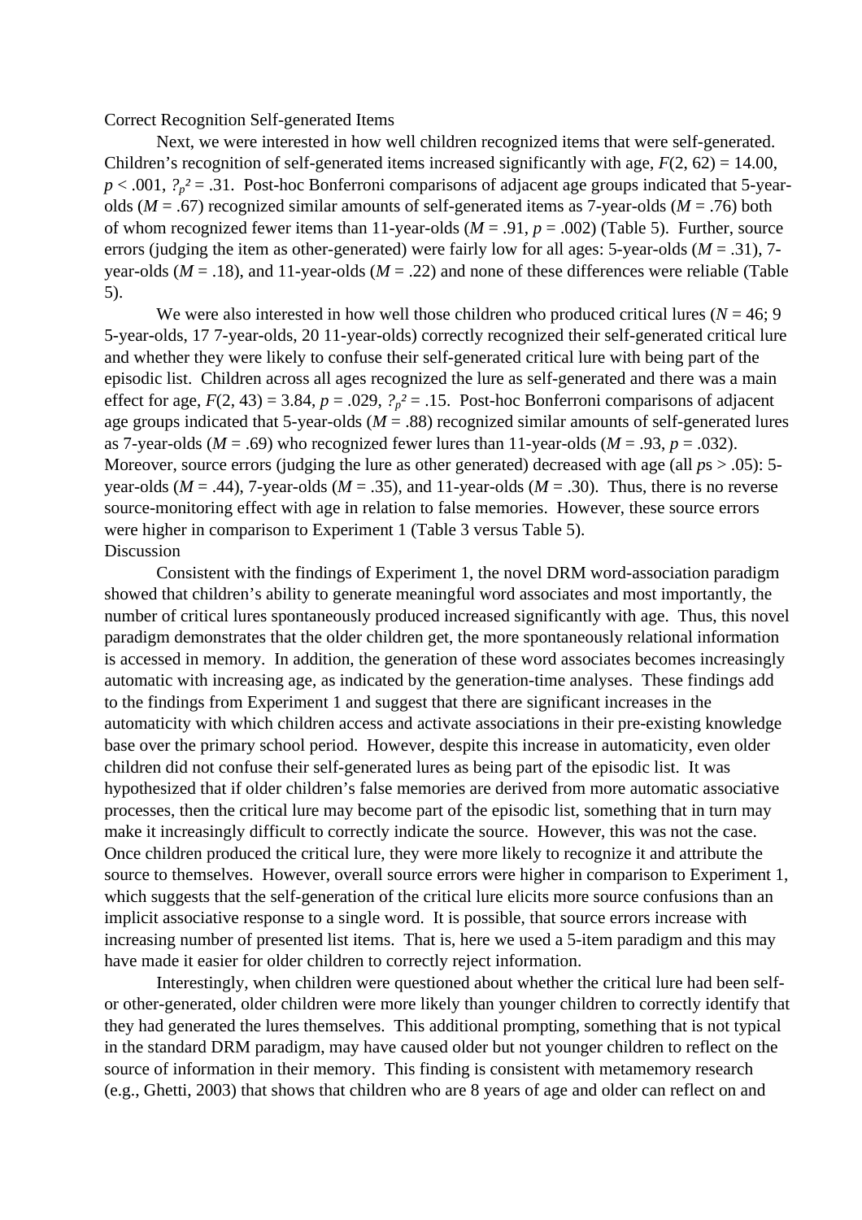Correct Recognition Self-generated Items

Next, we were interested in how well children recognized items that were self-generated. Children's recognition of self-generated items increased significantly with age, $F(2, 62) = 14.00$, $p < .001$, $?_p^2 = .31$. Post-hoc Bonferroni comparisons of adjacent age groups indicated that 5-year-olds ($M = .67$) recognized similar amounts of self-generated items as 7-year-olds ($M = .76$) both of whom recognized fewer items than 11-year-olds ($M = .91$, $p = .002$) (Table 5). Further, source errors (judging the item as other-generated) were fairly low for all ages: 5-year-olds ($M = .31$), 7-year-olds ($M = .18$), and 11-year-olds ($M = .22$) and none of these differences were reliable (Table 5).

We were also interested in how well those children who produced critical lures ($N = 46$; 9 5-year-olds, 17 7-year-olds, 20 11-year-olds) correctly recognized their self-generated critical lure and whether they were likely to confuse their self-generated critical lure with being part of the episodic list. Children across all ages recognized the lure as self-generated and there was a main effect for age, $F(2, 43) = 3.84$, $p = .029$, $?_p^2 = .15$. Post-hoc Bonferroni comparisons of adjacent age groups indicated that 5-year-olds ($M = .88$) recognized similar amounts of self-generated lures as 7-year-olds ($M = .69$) who recognized fewer lures than 11-year-olds ($M = .93$, $p = .032$). Moreover, source errors (judging the lure as other generated) decreased with age (all $p$s > .05): 5-year-olds ($M = .44$), 7-year-olds ($M = .35$), and 11-year-olds ($M = .30$). Thus, there is no reverse source-monitoring effect with age in relation to false memories. However, these source errors were higher in comparison to Experiment 1 (Table 3 versus Table 5).

Discussion

Consistent with the findings of Experiment 1, the novel DRM word-association paradigm showed that children's ability to generate meaningful word associates and most importantly, the number of critical lures spontaneously produced increased significantly with age. Thus, this novel paradigm demonstrates that the older children get, the more spontaneously relational information is accessed in memory. In addition, the generation of these word associates becomes increasingly automatic with increasing age, as indicated by the generation-time analyses. These findings add to the findings from Experiment 1 and suggest that there are significant increases in the automaticity with which children access and activate associations in their pre-existing knowledge base over the primary school period. However, despite this increase in automaticity, even older children did not confuse their self-generated lures as being part of the episodic list. It was hypothesized that if older children's false memories are derived from more automatic associative processes, then the critical lure may become part of the episodic list, something that in turn may make it increasingly difficult to correctly indicate the source. However, this was not the case. Once children produced the critical lure, they were more likely to recognize it and attribute the source to themselves. However, overall source errors were higher in comparison to Experiment 1, which suggests that the self-generation of the critical lure elicits more source confusions than an implicit associative response to a single word. It is possible, that source errors increase with increasing number of presented list items. That is, here we used a 5-item paradigm and this may have made it easier for older children to correctly reject information.

Interestingly, when children were questioned about whether the critical lure had been self- or other-generated, older children were more likely than younger children to correctly identify that they had generated the lures themselves. This additional prompting, something that is not typical in the standard DRM paradigm, may have caused older but not younger children to reflect on the source of information in their memory. This finding is consistent with metamemory research (e.g., Ghetti, 2003) that shows that children who are 8 years of age and older can reflect on and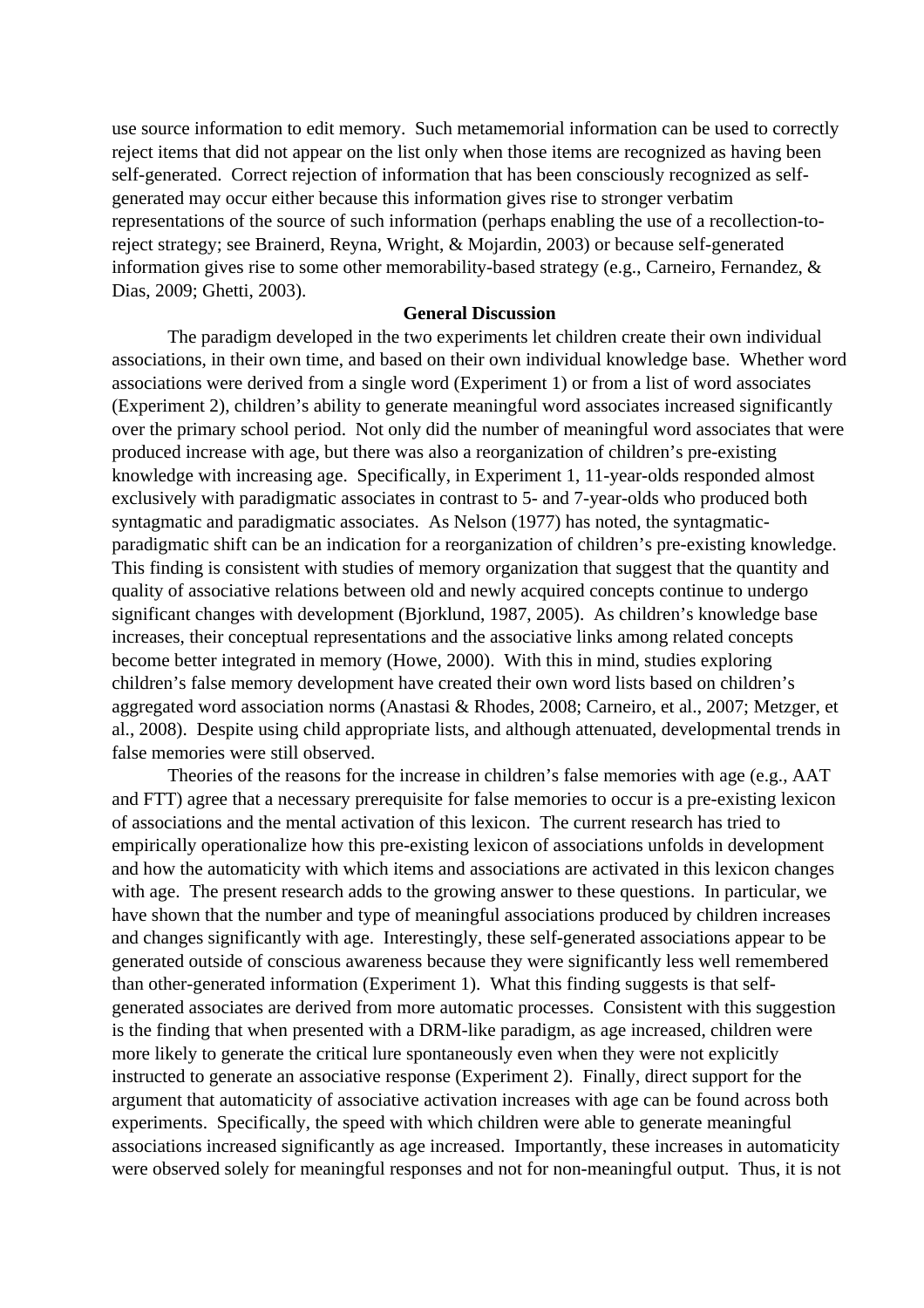use source information to edit memory. Such metamemorial information can be used to correctly reject items that did not appear on the list only when those items are recognized as having been self-generated. Correct rejection of information that has been consciously recognized as self-generated may occur either because this information gives rise to stronger verbatim representations of the source of such information (perhaps enabling the use of a recollection-to-reject strategy; see Brainerd, Reyna, Wright, & Mojardin, 2003) or because self-generated information gives rise to some other memorability-based strategy (e.g., Carneiro, Fernandez, & Dias, 2009; Ghetti, 2003).

## General Discussion

The paradigm developed in the two experiments let children create their own individual associations, in their own time, and based on their own individual knowledge base. Whether word associations were derived from a single word (Experiment 1) or from a list of word associates (Experiment 2), children's ability to generate meaningful word associates increased significantly over the primary school period. Not only did the number of meaningful word associates that were produced increase with age, but there was also a reorganization of children's pre-existing knowledge with increasing age. Specifically, in Experiment 1, 11-year-olds responded almost exclusively with paradigmatic associates in contrast to 5- and 7-year-olds who produced both syntagmatic and paradigmatic associates. As Nelson (1977) has noted, the syntagmatic-paradigmatic shift can be an indication for a reorganization of children's pre-existing knowledge. This finding is consistent with studies of memory organization that suggest that the quantity and quality of associative relations between old and newly acquired concepts continue to undergo significant changes with development (Bjorklund, 1987, 2005). As children's knowledge base increases, their conceptual representations and the associative links among related concepts become better integrated in memory (Howe, 2000). With this in mind, studies exploring children's false memory development have created their own word lists based on children's aggregated word association norms (Anastasi & Rhodes, 2008; Carneiro, et al., 2007; Metzger, et al., 2008). Despite using child appropriate lists, and although attenuated, developmental trends in false memories were still observed.

Theories of the reasons for the increase in children's false memories with age (e.g., AAT and FTT) agree that a necessary prerequisite for false memories to occur is a pre-existing lexicon of associations and the mental activation of this lexicon. The current research has tried to empirically operationalize how this pre-existing lexicon of associations unfolds in development and how the automaticity with which items and associations are activated in this lexicon changes with age. The present research adds to the growing answer to these questions. In particular, we have shown that the number and type of meaningful associations produced by children increases and changes significantly with age. Interestingly, these self-generated associations appear to be generated outside of conscious awareness because they were significantly less well remembered than other-generated information (Experiment 1). What this finding suggests is that self-generated associates are derived from more automatic processes. Consistent with this suggestion is the finding that when presented with a DRM-like paradigm, as age increased, children were more likely to generate the critical lure spontaneously even when they were not explicitly instructed to generate an associative response (Experiment 2). Finally, direct support for the argument that automaticity of associative activation increases with age can be found across both experiments. Specifically, the speed with which children were able to generate meaningful associations increased significantly as age increased. Importantly, these increases in automaticity were observed solely for meaningful responses and not for non-meaningful output. Thus, it is not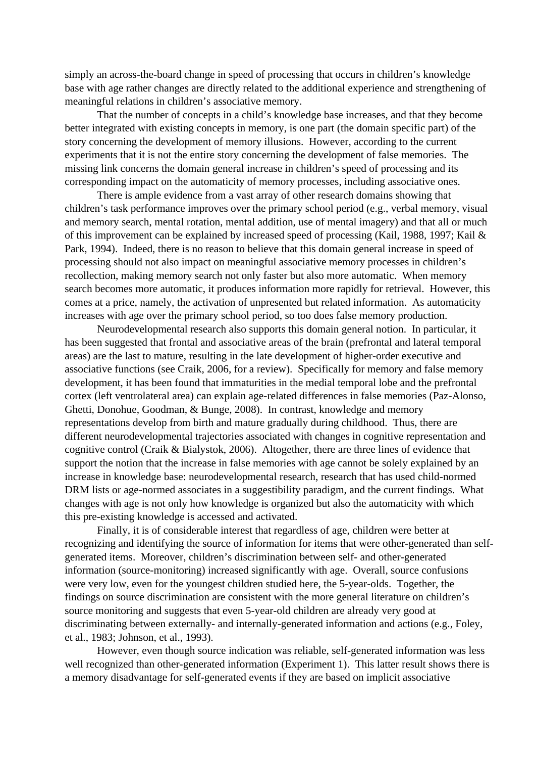simply an across-the-board change in speed of processing that occurs in children's knowledge base with age rather changes are directly related to the additional experience and strengthening of meaningful relations in children's associative memory.

That the number of concepts in a child's knowledge base increases, and that they become better integrated with existing concepts in memory, is one part (the domain specific part) of the story concerning the development of memory illusions. However, according to the current experiments that it is not the entire story concerning the development of false memories. The missing link concerns the domain general increase in children's speed of processing and its corresponding impact on the automaticity of memory processes, including associative ones.

There is ample evidence from a vast array of other research domains showing that children's task performance improves over the primary school period (e.g., verbal memory, visual and memory search, mental rotation, mental addition, use of mental imagery) and that all or much of this improvement can be explained by increased speed of processing (Kail, 1988, 1997; Kail & Park, 1994). Indeed, there is no reason to believe that this domain general increase in speed of processing should not also impact on meaningful associative memory processes in children's recollection, making memory search not only faster but also more automatic. When memory search becomes more automatic, it produces information more rapidly for retrieval. However, this comes at a price, namely, the activation of unpresented but related information. As automaticity increases with age over the primary school period, so too does false memory production.

Neurodevelopmental research also supports this domain general notion. In particular, it has been suggested that frontal and associative areas of the brain (prefrontal and lateral temporal areas) are the last to mature, resulting in the late development of higher-order executive and associative functions (see Craik, 2006, for a review). Specifically for memory and false memory development, it has been found that immaturities in the medial temporal lobe and the prefrontal cortex (left ventrolateral area) can explain age-related differences in false memories (Paz-Alonso, Ghetti, Donohue, Goodman, & Bunge, 2008). In contrast, knowledge and memory representations develop from birth and mature gradually during childhood. Thus, there are different neurodevelopmental trajectories associated with changes in cognitive representation and cognitive control (Craik & Bialystok, 2006). Altogether, there are three lines of evidence that support the notion that the increase in false memories with age cannot be solely explained by an increase in knowledge base: neurodevelopmental research, research that has used child-normed DRM lists or age-normed associates in a suggestibility paradigm, and the current findings. What changes with age is not only how knowledge is organized but also the automaticity with which this pre-existing knowledge is accessed and activated.

Finally, it is of considerable interest that regardless of age, children were better at recognizing and identifying the source of information for items that were other-generated than self-generated items. Moreover, children's discrimination between self- and other-generated information (source-monitoring) increased significantly with age. Overall, source confusions were very low, even for the youngest children studied here, the 5-year-olds. Together, the findings on source discrimination are consistent with the more general literature on children's source monitoring and suggests that even 5-year-old children are already very good at discriminating between externally- and internally-generated information and actions (e.g., Foley, et al., 1983; Johnson, et al., 1993).

However, even though source indication was reliable, self-generated information was less well recognized than other-generated information (Experiment 1). This latter result shows there is a memory disadvantage for self-generated events if they are based on implicit associative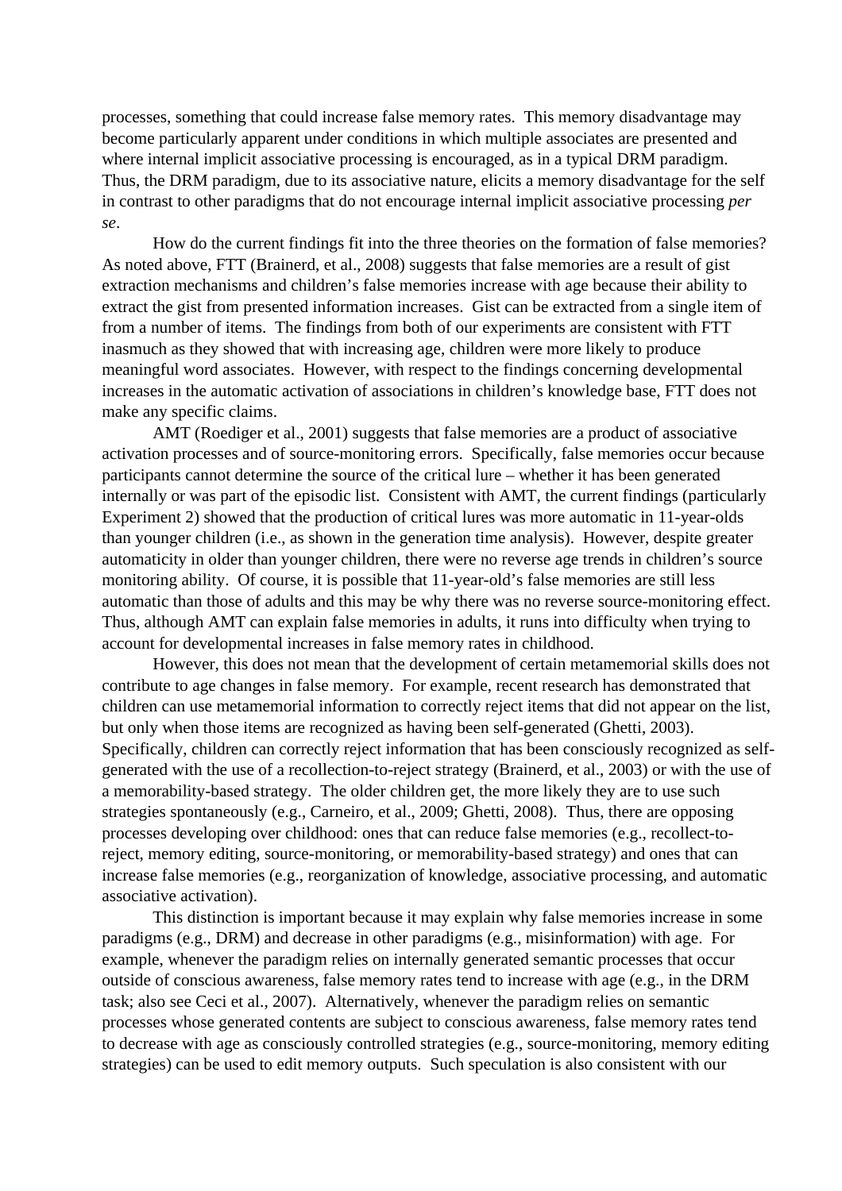processes, something that could increase false memory rates. This memory disadvantage may become particularly apparent under conditions in which multiple associates are presented and where internal implicit associative processing is encouraged, as in a typical DRM paradigm. Thus, the DRM paradigm, due to its associative nature, elicits a memory disadvantage for the self in contrast to other paradigms that do not encourage internal implicit associative processing *per se*.

How do the current findings fit into the three theories on the formation of false memories? As noted above, FTT (Brainerd, et al., 2008) suggests that false memories are a result of gist extraction mechanisms and children's false memories increase with age because their ability to extract the gist from presented information increases. Gist can be extracted from a single item of from a number of items. The findings from both of our experiments are consistent with FTT inasmuch as they showed that with increasing age, children were more likely to produce meaningful word associates. However, with respect to the findings concerning developmental increases in the automatic activation of associations in children's knowledge base, FTT does not make any specific claims.

AMT (Roediger et al., 2001) suggests that false memories are a product of associative activation processes and of source-monitoring errors. Specifically, false memories occur because participants cannot determine the source of the critical lure – whether it has been generated internally or was part of the episodic list. Consistent with AMT, the current findings (particularly Experiment 2) showed that the production of critical lures was more automatic in 11-year-olds than younger children (i.e., as shown in the generation time analysis). However, despite greater automaticity in older than younger children, there were no reverse age trends in children's source monitoring ability. Of course, it is possible that 11-year-old's false memories are still less automatic than those of adults and this may be why there was no reverse source-monitoring effect. Thus, although AMT can explain false memories in adults, it runs into difficulty when trying to account for developmental increases in false memory rates in childhood.

However, this does not mean that the development of certain metamemorial skills does not contribute to age changes in false memory. For example, recent research has demonstrated that children can use metamemorial information to correctly reject items that did not appear on the list, but only when those items are recognized as having been self-generated (Ghetti, 2003). Specifically, children can correctly reject information that has been consciously recognized as self-generated with the use of a recollection-to-reject strategy (Brainerd, et al., 2003) or with the use of a memorability-based strategy. The older children get, the more likely they are to use such strategies spontaneously (e.g., Carneiro, et al., 2009; Ghetti, 2008). Thus, there are opposing processes developing over childhood: ones that can reduce false memories (e.g., recollect-to-reject, memory editing, source-monitoring, or memorability-based strategy) and ones that can increase false memories (e.g., reorganization of knowledge, associative processing, and automatic associative activation).

This distinction is important because it may explain why false memories increase in some paradigms (e.g., DRM) and decrease in other paradigms (e.g., misinformation) with age. For example, whenever the paradigm relies on internally generated semantic processes that occur outside of conscious awareness, false memory rates tend to increase with age (e.g., in the DRM task; also see Ceci et al., 2007). Alternatively, whenever the paradigm relies on semantic processes whose generated contents are subject to conscious awareness, false memory rates tend to decrease with age as consciously controlled strategies (e.g., source-monitoring, memory editing strategies) can be used to edit memory outputs. Such speculation is also consistent with our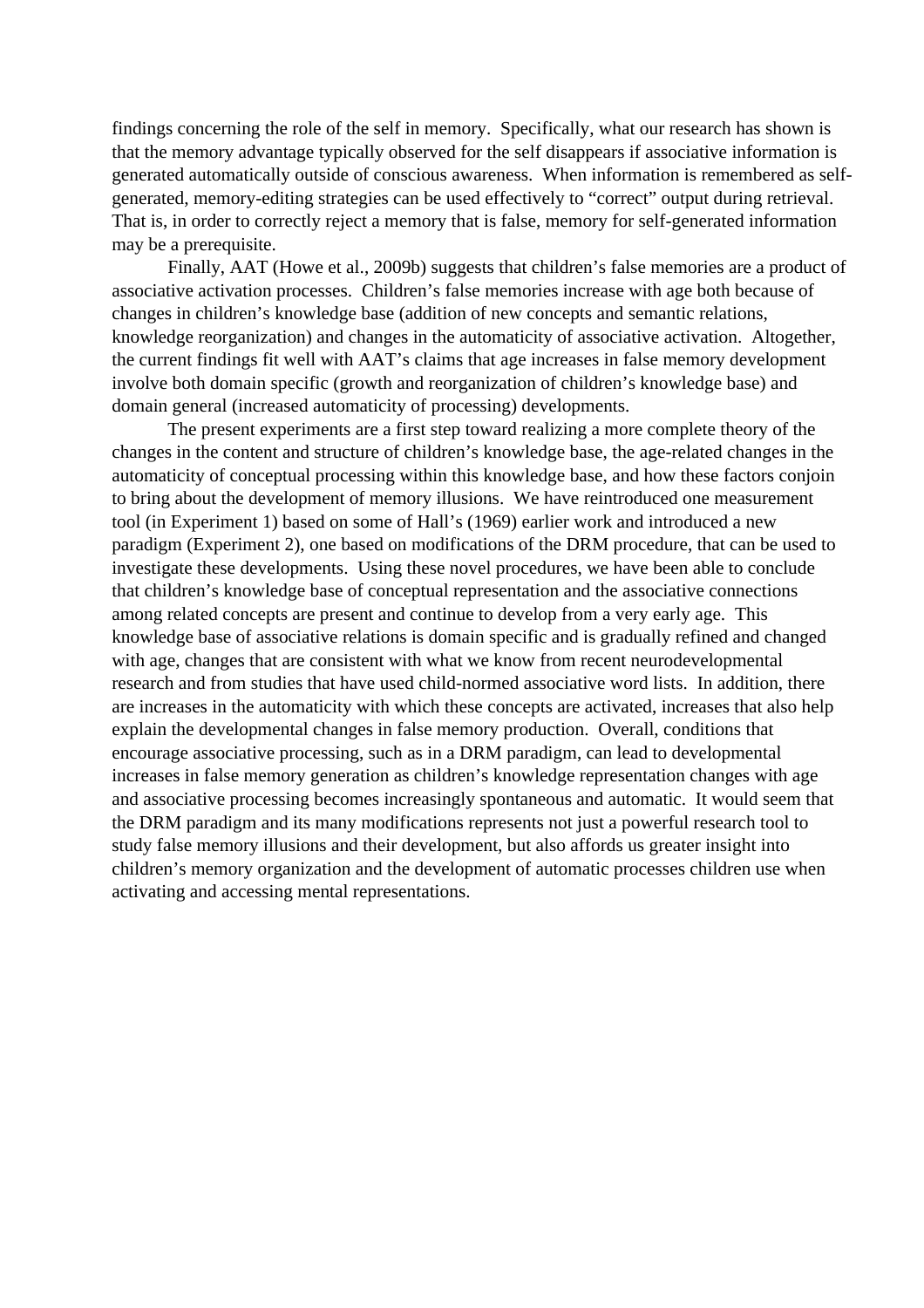findings concerning the role of the self in memory. Specifically, what our research has shown is that the memory advantage typically observed for the self disappears if associative information is generated automatically outside of conscious awareness. When information is remembered as self-generated, memory-editing strategies can be used effectively to "correct" output during retrieval. That is, in order to correctly reject a memory that is false, memory for self-generated information may be a prerequisite.

Finally, AAT (Howe et al., 2009b) suggests that children's false memories are a product of associative activation processes. Children's false memories increase with age both because of changes in children's knowledge base (addition of new concepts and semantic relations, knowledge reorganization) and changes in the automaticity of associative activation. Altogether, the current findings fit well with AAT's claims that age increases in false memory development involve both domain specific (growth and reorganization of children's knowledge base) and domain general (increased automaticity of processing) developments.

The present experiments are a first step toward realizing a more complete theory of the changes in the content and structure of children's knowledge base, the age-related changes in the automaticity of conceptual processing within this knowledge base, and how these factors conjoin to bring about the development of memory illusions. We have reintroduced one measurement tool (in Experiment 1) based on some of Hall's (1969) earlier work and introduced a new paradigm (Experiment 2), one based on modifications of the DRM procedure, that can be used to investigate these developments. Using these novel procedures, we have been able to conclude that children's knowledge base of conceptual representation and the associative connections among related concepts are present and continue to develop from a very early age. This knowledge base of associative relations is domain specific and is gradually refined and changed with age, changes that are consistent with what we know from recent neurodevelopmental research and from studies that have used child-normed associative word lists. In addition, there are increases in the automaticity with which these concepts are activated, increases that also help explain the developmental changes in false memory production. Overall, conditions that encourage associative processing, such as in a DRM paradigm, can lead to developmental increases in false memory generation as children's knowledge representation changes with age and associative processing becomes increasingly spontaneous and automatic. It would seem that the DRM paradigm and its many modifications represents not just a powerful research tool to study false memory illusions and their development, but also affords us greater insight into children's memory organization and the development of automatic processes children use when activating and accessing mental representations.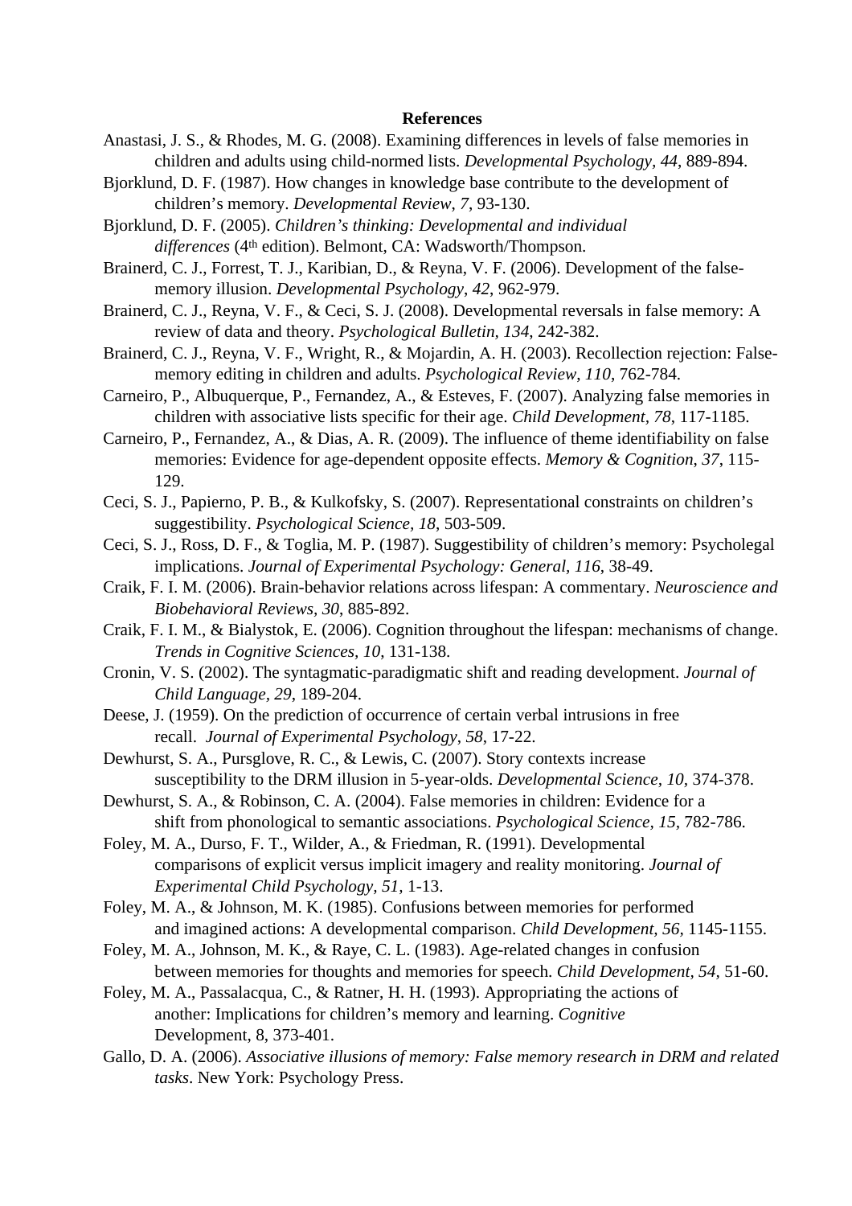**References**

Anastasi, J. S., & Rhodes, M. G. (2008). Examining differences in levels of false memories in children and adults using child-normed lists. *Developmental Psychology, 44*, 889-894.

Bjorklund, D. F. (1987). How changes in knowledge base contribute to the development of children's memory. *Developmental Review*, *7*, 93-130.

Bjorklund, D. F. (2005). *Children's thinking: Developmental and individual differences* (4th edition). Belmont, CA: Wadsworth/Thompson.

Brainerd, C. J., Forrest, T. J., Karibian, D., & Reyna, V. F. (2006). Development of the false-memory illusion. *Developmental Psychology*, *42*, 962-979.

Brainerd, C. J., Reyna, V. F., & Ceci, S. J. (2008). Developmental reversals in false memory: A review of data and theory. *Psychological Bulletin*, *134*, 242-382.

Brainerd, C. J., Reyna, V. F., Wright, R., & Mojardin, A. H. (2003). Recollection rejection: False-memory editing in children and adults. *Psychological Review*, *110*, 762-784.

Carneiro, P., Albuquerque, P., Fernandez, A., & Esteves, F. (2007). Analyzing false memories in children with associative lists specific for their age. *Child Development*, *78*, 117-1185.

Carneiro, P., Fernandez, A., & Dias, A. R. (2009). The influence of theme identifiability on false memories: Evidence for age-dependent opposite effects. *Memory & Cognition*, *37*, 115-129.

Ceci, S. J., Papierno, P. B., & Kulkofsky, S. (2007). Representational constraints on children's suggestibility. *Psychological Science, 18*, 503-509.

Ceci, S. J., Ross, D. F., & Toglia, M. P. (1987). Suggestibility of children's memory: Psycholegal implications. *Journal of Experimental Psychology: General, 116*, 38-49.

Craik, F. I. M. (2006). Brain-behavior relations across lifespan: A commentary. *Neuroscience and Biobehavioral Reviews, 30*, 885-892.

Craik, F. I. M., & Bialystok, E. (2006). Cognition throughout the lifespan: mechanisms of change. *Trends in Cognitive Sciences*, *10*, 131-138.

Cronin, V. S. (2002). The syntagmatic-paradigmatic shift and reading development. *Journal of Child Language*, *29*, 189-204.

Deese, J. (1959). On the prediction of occurrence of certain verbal intrusions in free recall. *Journal of Experimental Psychology*, *58*, 17-22.

Dewhurst, S. A., Pursglove, R. C., & Lewis, C. (2007). Story contexts increase susceptibility to the DRM illusion in 5-year-olds. *Developmental Science, 10*, 374-378.

Dewhurst, S. A., & Robinson, C. A. (2004). False memories in children: Evidence for a shift from phonological to semantic associations. *Psychological Science*, *15,* 782-786.

Foley, M. A., Durso, F. T., Wilder, A., & Friedman, R. (1991). Developmental comparisons of explicit versus implicit imagery and reality monitoring. *Journal of Experimental Child Psychology, 51,* 1-13.

Foley, M. A., & Johnson, M. K. (1985). Confusions between memories for performed and imagined actions: A developmental comparison. *Child Development, 56,* 1145-1155.

Foley, M. A., Johnson, M. K., & Raye, C. L. (1983). Age-related changes in confusion between memories for thoughts and memories for speech. *Child Development, 54,* 51-60.

Foley, M. A., Passalacqua, C., & Ratner, H. H. (1993). Appropriating the actions of another: Implications for children's memory and learning. *Cognitive* Development, 8, 373-401.

Gallo, D. A. (2006). *Associative illusions of memory: False memory research in DRM and related tasks*. New York: Psychology Press.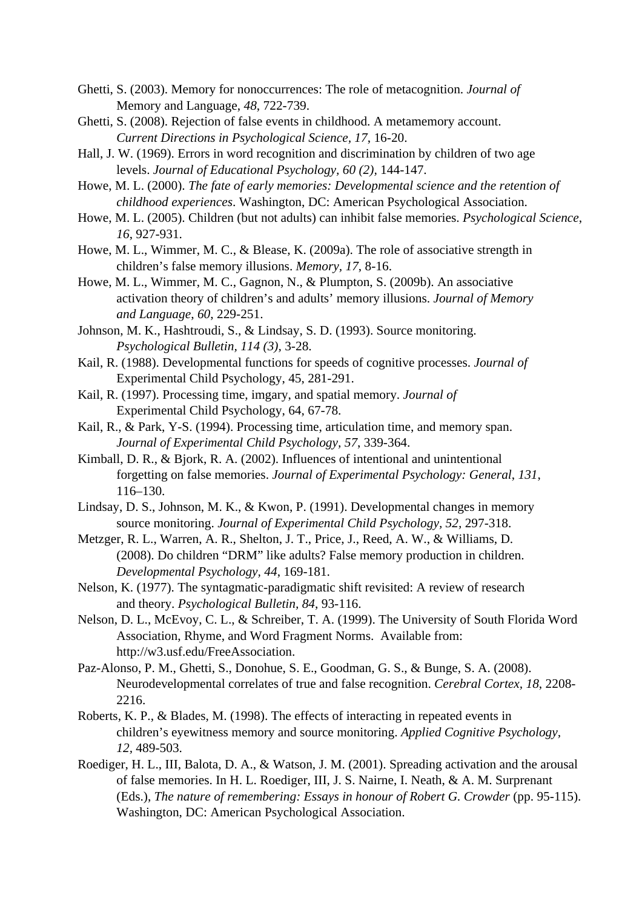Ghetti, S. (2003). Memory for nonoccurrences: The role of metacognition. *Journal of* Memory and Language, *48*, 722-739.

Ghetti, S. (2008). Rejection of false events in childhood. A metamemory account. *Current Directions in Psychological Science*, *17*, 16-20.

Hall, J. W. (1969). Errors in word recognition and discrimination by children of two age levels. *Journal of Educational Psychology, 60 (2),* 144-147.

Howe, M. L. (2000). *The fate of early memories: Developmental science and the retention of childhood experiences*. Washington, DC: American Psychological Association.

Howe, M. L. (2005). Children (but not adults) can inhibit false memories. *Psychological Science*, *16*, 927-931.

Howe, M. L., Wimmer, M. C., & Blease, K. (2009a). The role of associative strength in children's false memory illusions. *Memory*, *17*, 8-16.

Howe, M. L., Wimmer, M. C., Gagnon, N., & Plumpton, S. (2009b). An associative activation theory of children's and adults' memory illusions. *Journal of Memory and Language*, *60*, 229-251.

Johnson, M. K., Hashtroudi, S., & Lindsay, S. D. (1993). Source monitoring. *Psychological Bulletin, 114 (3),* 3-28.

Kail, R. (1988). Developmental functions for speeds of cognitive processes. *Journal of* Experimental Child Psychology, 45, 281-291.

Kail, R. (1997). Processing time, imgary, and spatial memory. *Journal of* Experimental Child Psychology, 64, 67-78.

Kail, R., & Park, Y-S. (1994). Processing time, articulation time, and memory span. *Journal of Experimental Child Psychology*, *57*, 339-364.

Kimball, D. R., & Bjork, R. A. (2002). Influences of intentional and unintentional forgetting on false memories. *Journal of Experimental Psychology: General*, *131*, 116–130.

Lindsay, D. S., Johnson, M. K., & Kwon, P. (1991). Developmental changes in memory source monitoring. *Journal of Experimental Child Psychology, 52,* 297-318.

Metzger, R. L., Warren, A. R., Shelton, J. T., Price, J., Reed, A. W., & Williams, D. (2008). Do children "DRM" like adults? False memory production in children. *Developmental Psychology, 44*, 169-181.

Nelson, K. (1977). The syntagmatic-paradigmatic shift revisited: A review of research and theory. *Psychological Bulletin, 84*, 93-116.

Nelson, D. L., McEvoy, C. L., & Schreiber, T. A. (1999). The University of South Florida Word Association, Rhyme, and Word Fragment Norms. Available from: http://w3.usf.edu/FreeAssociation.

Paz-Alonso, P. M., Ghetti, S., Donohue, S. E., Goodman, G. S., & Bunge, S. A. (2008). Neurodevelopmental correlates of true and false recognition. *Cerebral Cortex, 18*, 2208-2216.

Roberts, K. P., & Blades, M. (1998). The effects of interacting in repeated events in children's eyewitness memory and source monitoring. *Applied Cognitive Psychology, 12,* 489-503.

Roediger, H. L., III, Balota, D. A., & Watson, J. M. (2001). Spreading activation and the arousal of false memories. In H. L. Roediger, III, J. S. Nairne, I. Neath, & A. M. Surprenant (Eds.), *The nature of remembering: Essays in honour of Robert G. Crowder* (pp. 95-115). Washington, DC: American Psychological Association.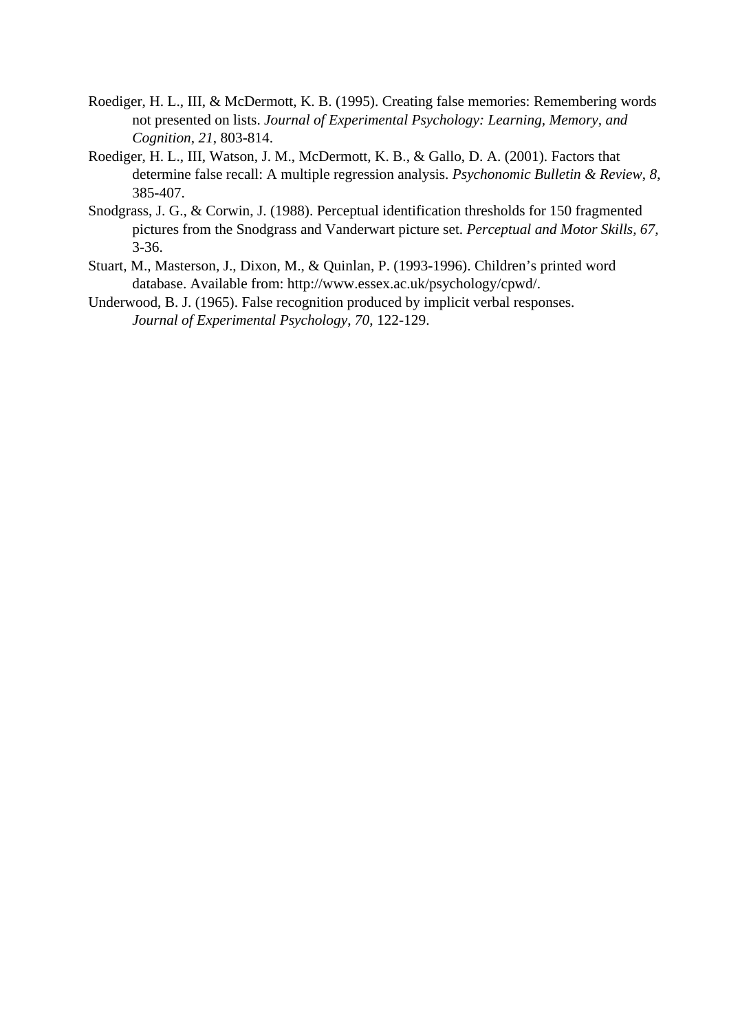Roediger, H. L., III, & McDermott, K. B. (1995). Creating false memories: Remembering words not presented on lists. *Journal of Experimental Psychology: Learning, Memory, and Cognition*, *21*, 803-814.

Roediger, H. L., III, Watson, J. M., McDermott, K. B., & Gallo, D. A. (2001). Factors that determine false recall: A multiple regression analysis. *Psychonomic Bulletin & Review*, *8*, 385-407.

Snodgrass, J. G., & Corwin, J. (1988). Perceptual identification thresholds for 150 fragmented pictures from the Snodgrass and Vanderwart picture set. *Perceptual and Motor Skills*, *67*, 3-36.

Stuart, M., Masterson, J., Dixon, M., & Quinlan, P. (1993-1996). Children's printed word database. Available from: http://www.essex.ac.uk/psychology/cpwd/.

Underwood, B. J. (1965). False recognition produced by implicit verbal responses. *Journal of Experimental Psychology*, *70*, 122-129.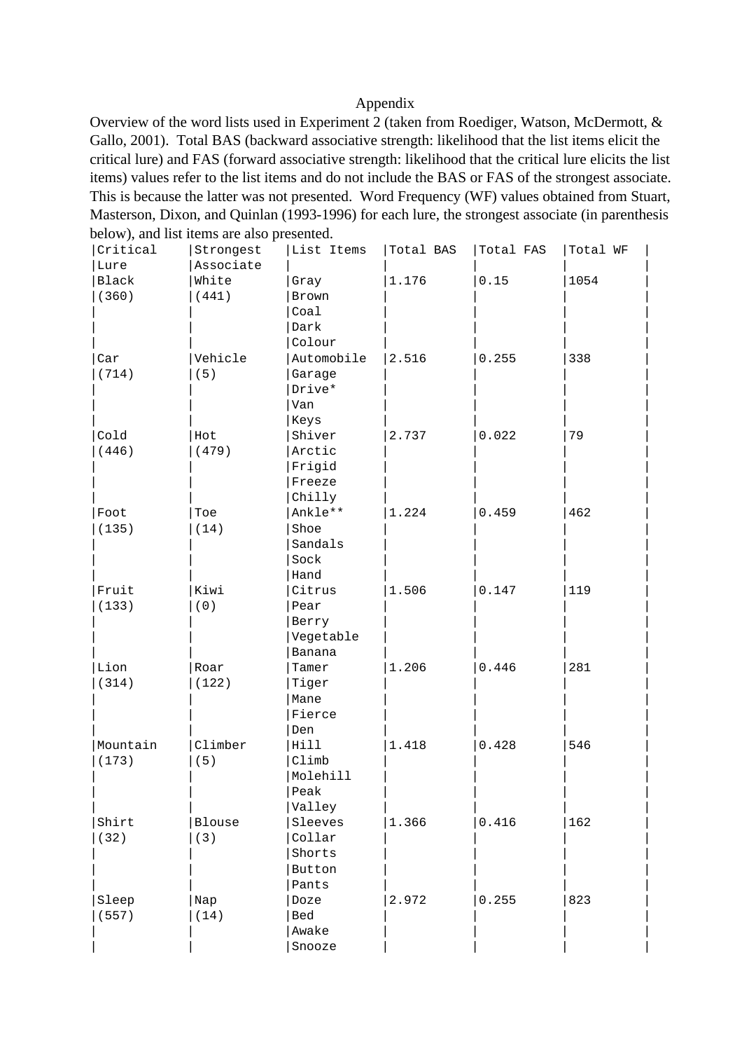Appendix

Overview of the word lists used in Experiment 2 (taken from Roediger, Watson, McDermott, & Gallo, 2001). Total BAS (backward associative strength: likelihood that the list items elicit the critical lure) and FAS (forward associative strength: likelihood that the critical lure elicits the list items) values refer to the list items and do not include the BAS or FAS of the strongest associate. This is because the latter was not presented. Word Frequency (WF) values obtained from Stuart, Masterson, Dixon, and Quinlan (1993-1996) for each lure, the strongest associate (in parenthesis below), and list items are also presented.

| Critical Lure | Strongest Associate | List Items | Total BAS | Total FAS | Total WF |
|---|---|---|---|---|---|
| Black | White | Gray | 1.176 | 0.15 | 1054 |
| (360) | (441) | Brown | | | |
| | | Coal | | | |
| | | Dark | | | |
| | | Colour | | | |
| Car | Vehicle | Automobile | 2.516 | 0.255 | 338 |
| (714) | (5) | Garage | | | |
| | | Drive* | | | |
| | | Van | | | |
| | | Keys | | | |
| Cold | Hot | Shiver | 2.737 | 0.022 | 79 |
| (446) | (479) | Arctic | | | |
| | | Frigid | | | |
| | | Freeze | | | |
| | | Chilly | | | |
| Foot | Toe | Ankle** | 1.224 | 0.459 | 462 |
| (135) | (14) | Shoe | | | |
| | | Sandals | | | |
| | | Sock | | | |
| | | Hand | | | |
| Fruit | Kiwi | Citrus | 1.506 | 0.147 | 119 |
| (133) | (0) | Pear | | | |
| | | Berry | | | |
| | | Vegetable | | | |
| | | Banana | | | |
| Lion | Roar | Tamer | 1.206 | 0.446 | 281 |
| (314) | (122) | Tiger | | | |
| | | Mane | | | |
| | | Fierce | | | |
| | | Den | | | |
| Mountain | Climber | Hill | 1.418 | 0.428 | 546 |
| (173) | (5) | Climb | | | |
| | | Molehill | | | |
| | | Peak | | | |
| | | Valley | | | |
| Shirt | Blouse | Sleeves | 1.366 | 0.416 | 162 |
| (32) | (3) | Collar | | | |
| | | Shorts | | | |
| | | Button | | | |
| | | Pants | | | |
| Sleep | Nap | Doze | 2.972 | 0.255 | 823 |
| (557) | (14) | Bed | | | |
| | | Awake | | | |
| | | Snooze | | | |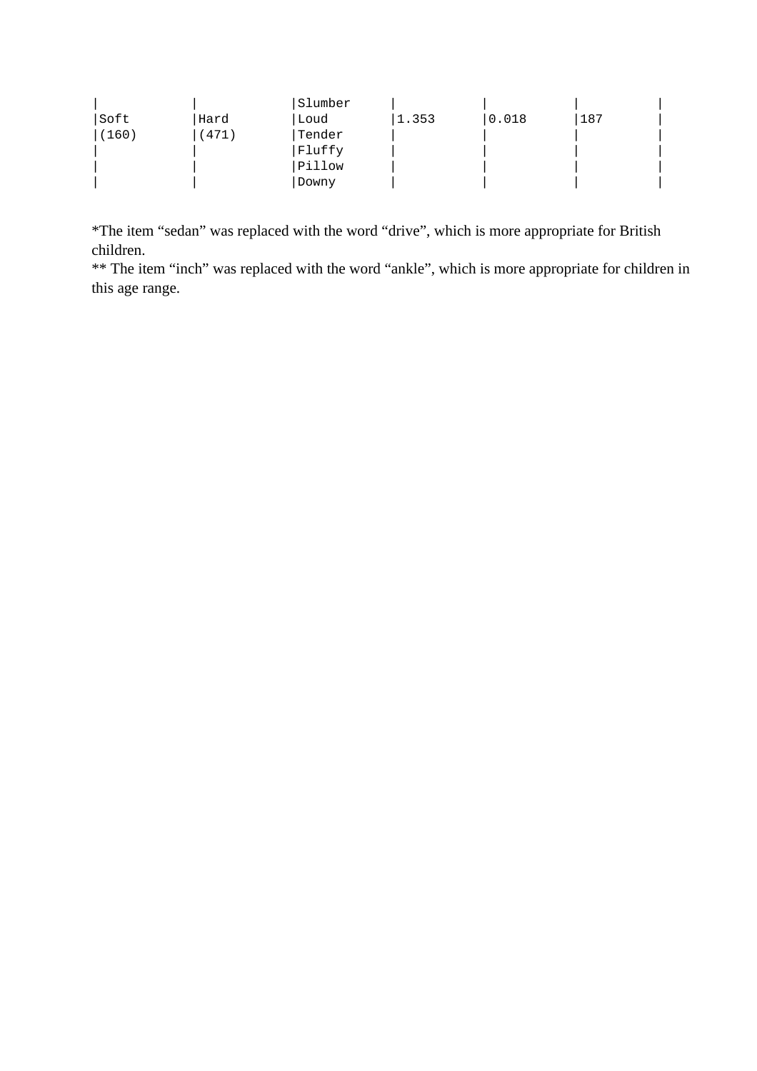| | | | | | | |
|---|---|---|---|---|---|---|
| | | Slumber | | | | |
| Soft | Hard | Loud | 1.353 | 0.018 | 187 | |
| (160) | (471) | Tender | | | | |
| | | Fluffy | | | | |
| | | Pillow | | | | |
| | | Downy | | | | |

*The item “sedan” was replaced with the word “drive”, which is more appropriate for British children.

** The item “inch” was replaced with the word “ankle”, which is more appropriate for children in this age range.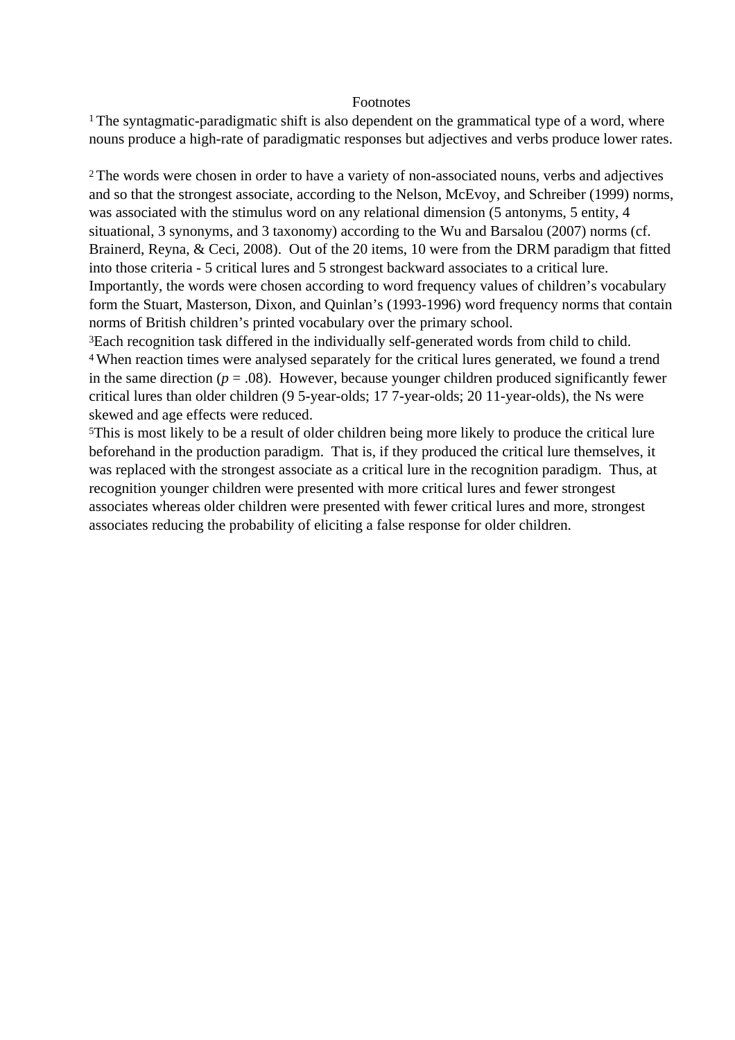# Footnotes

[1] The syntagmatic-paradigmatic shift is also dependent on the grammatical type of a word, where nouns produce a high-rate of paradigmatic responses but adjectives and verbs produce lower rates.

[2] The words were chosen in order to have a variety of non-associated nouns, verbs and adjectives and so that the strongest associate, according to the Nelson, McEvoy, and Schreiber (1999) norms, was associated with the stimulus word on any relational dimension (5 antonyms, 5 entity, 4 situational, 3 synonyms, and 3 taxonomy) according to the Wu and Barsalou (2007) norms (cf. Brainerd, Reyna, & Ceci, 2008). Out of the 20 items, 10 were from the DRM paradigm that fitted into those criteria - 5 critical lures and 5 strongest backward associates to a critical lure. Importantly, the words were chosen according to word frequency values of children's vocabulary form the Stuart, Masterson, Dixon, and Quinlan's (1993-1996) word frequency norms that contain norms of British children's printed vocabulary over the primary school.

[3] Each recognition task differed in the individually self-generated words from child to child.

[4] When reaction times were analysed separately for the critical lures generated, we found a trend in the same direction ($p$ = .08). However, because younger children produced significantly fewer critical lures than older children (9 5-year-olds; 17 7-year-olds; 20 11-year-olds), the Ns were skewed and age effects were reduced.

[5] This is most likely to be a result of older children being more likely to produce the critical lure beforehand in the production paradigm. That is, if they produced the critical lure themselves, it was replaced with the strongest associate as a critical lure in the recognition paradigm. Thus, at recognition younger children were presented with more critical lures and fewer strongest associates whereas older children were presented with fewer critical lures and more, strongest associates reducing the probability of eliciting a false response for older children.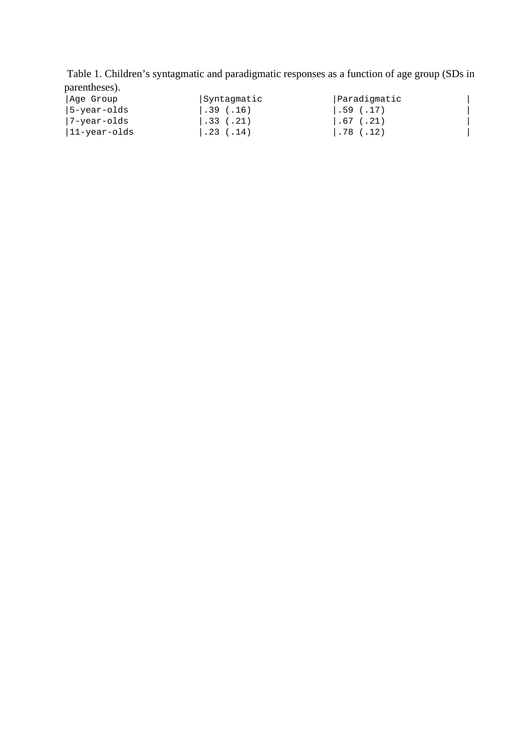Table 1. Children's syntagmatic and paradigmatic responses as a function of age group (SDs in parentheses).

| Age Group | Syntagmatic | Paradigmatic |
| --- | --- | --- |
| 5-year-olds | .39 (.16) | .59 (.17) |
| 7-year-olds | .33 (.21) | .67 (.21) |
| 11-year-olds | .23 (.14) | .78 (.12) |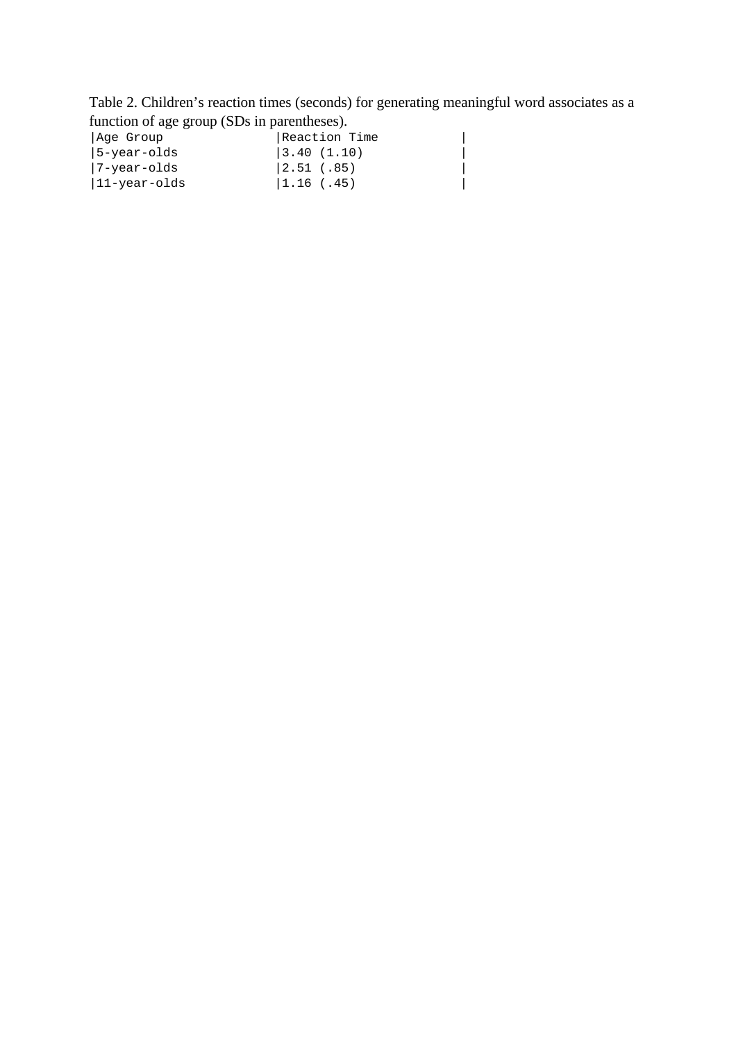Table 2. Children's reaction times (seconds) for generating meaningful word associates as a function of age group (SDs in parentheses).

| Age Group | Reaction Time |
| --- | --- |
| 5-year-olds | 3.40 (1.10) |
| 7-year-olds | 2.51 (.85) |
| 11-year-olds | 1.16 (.45) |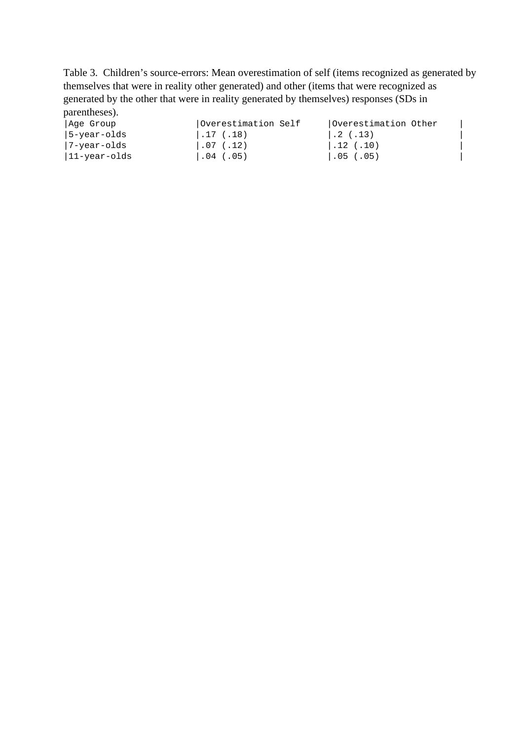Table 3. Children's source-errors: Mean overestimation of self (items recognized as generated by themselves that were in reality other generated) and other (items that were recognized as generated by the other that were in reality generated by themselves) responses (SDs in parentheses).

| Age Group | Overestimation Self | Overestimation Other |
| --- | --- | --- |
| 5-year-olds | .17 (.18) | .2 (.13) |
| 7-year-olds | .07 (.12) | .12 (.10) |
| 11-year-olds | .04 (.05) | .05 (.05) |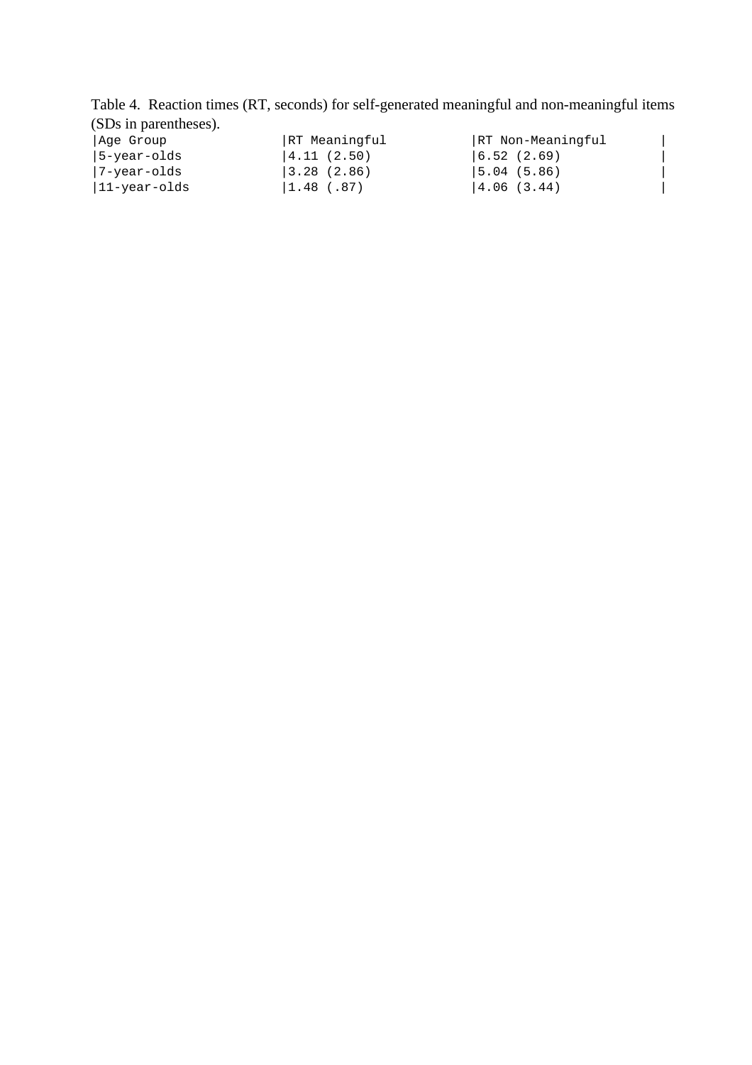Table 4. Reaction times (RT, seconds) for self-generated meaningful and non-meaningful items (SDs in parentheses).

| Age Group | RT Meaningful | RT Non-Meaningful |
|---|---|---|
| 5-year-olds | 4.11 (2.50) | 6.52 (2.69) |
| 7-year-olds | 3.28 (2.86) | 5.04 (5.86) |
| 11-year-olds | 1.48 (.87) | 4.06 (3.44) |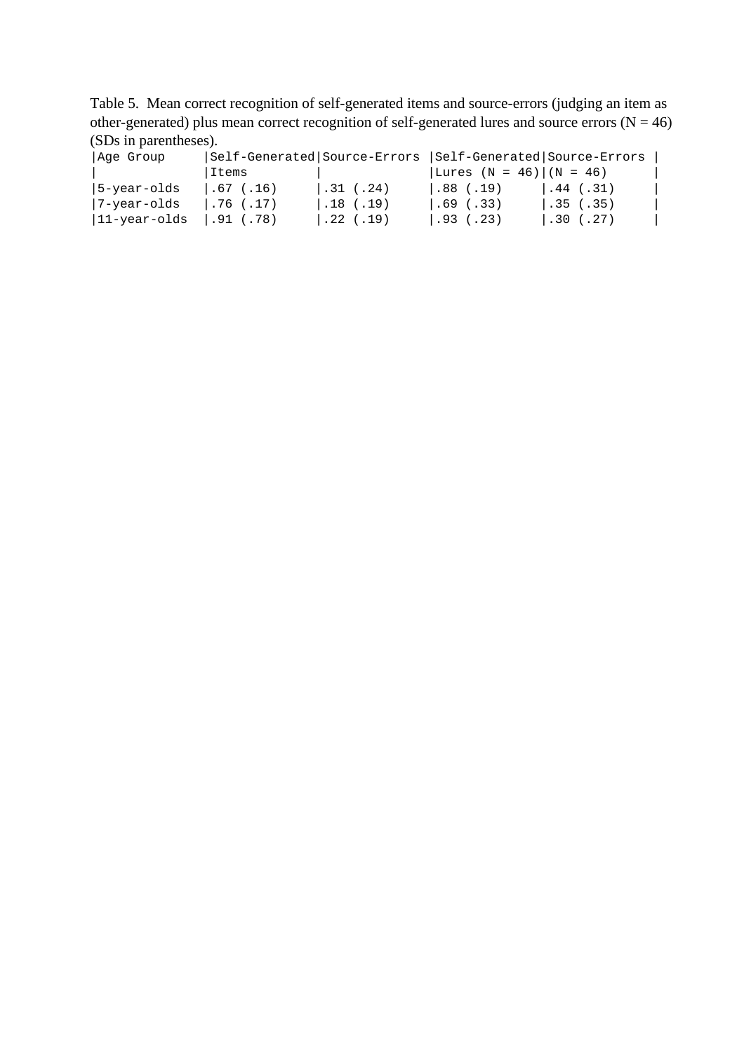Table 5. Mean correct recognition of self-generated items and source-errors (judging an item as other-generated) plus mean correct recognition of self-generated lures and source errors (N = 46) (SDs in parentheses).

| Age Group | Self-Generated Items | Source-Errors | Self-Generated Lures (N = 46) | Source-Errors (N = 46) |
|---|---|---|---|---|
| 5-year-olds | .67 (.16) | .31 (.24) | .88 (.19) | .44 (.31) |
| 7-year-olds | .76 (.17) | .18 (.19) | .69 (.33) | .35 (.35) |
| 11-year-olds | .91 (.78) | .22 (.19) | .93 (.23) | .30 (.27) |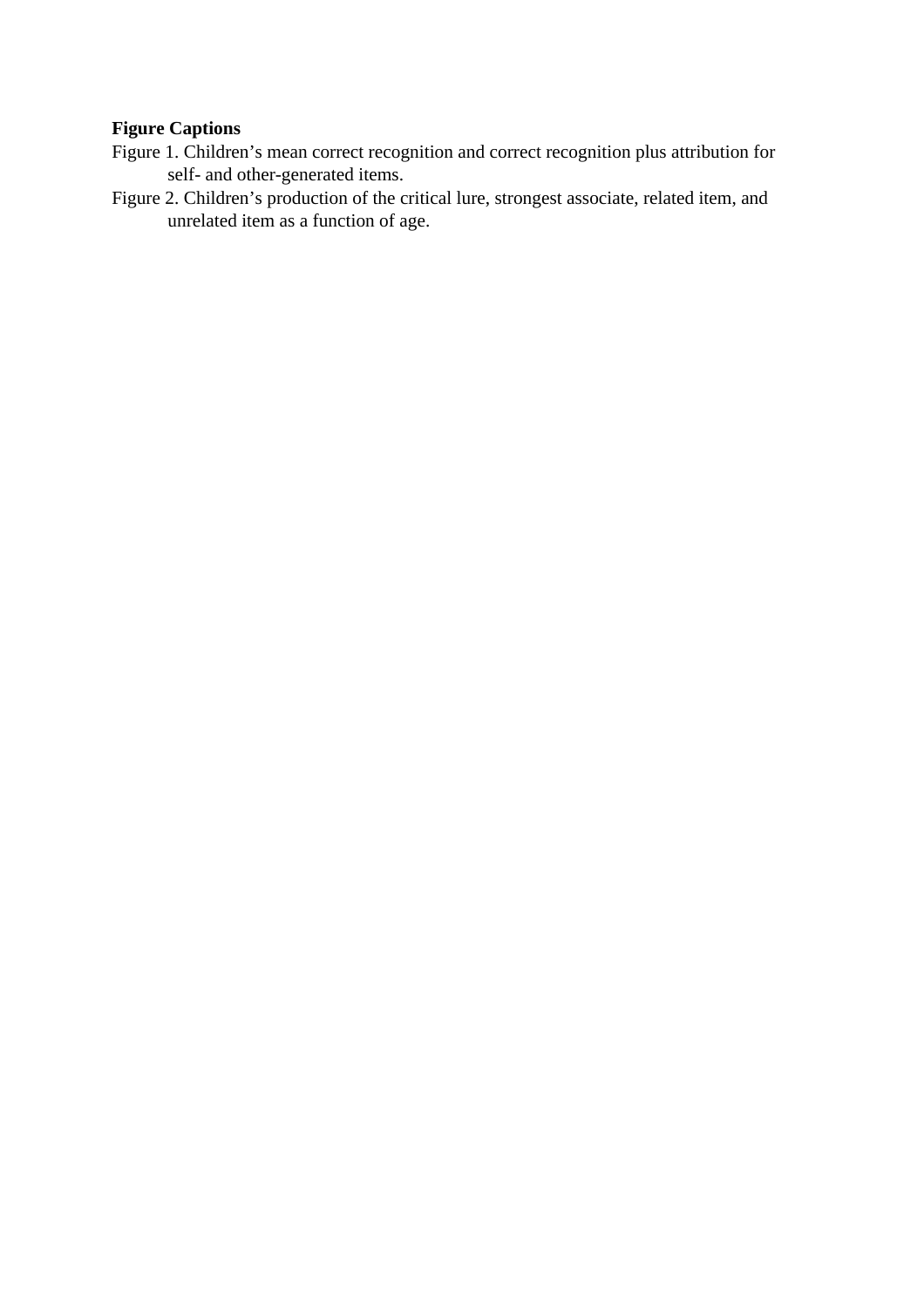**Figure Captions**

Figure 1. Children's mean correct recognition and correct recognition plus attribution for self- and other-generated items.

Figure 2. Children's production of the critical lure, strongest associate, related item, and unrelated item as a function of age.